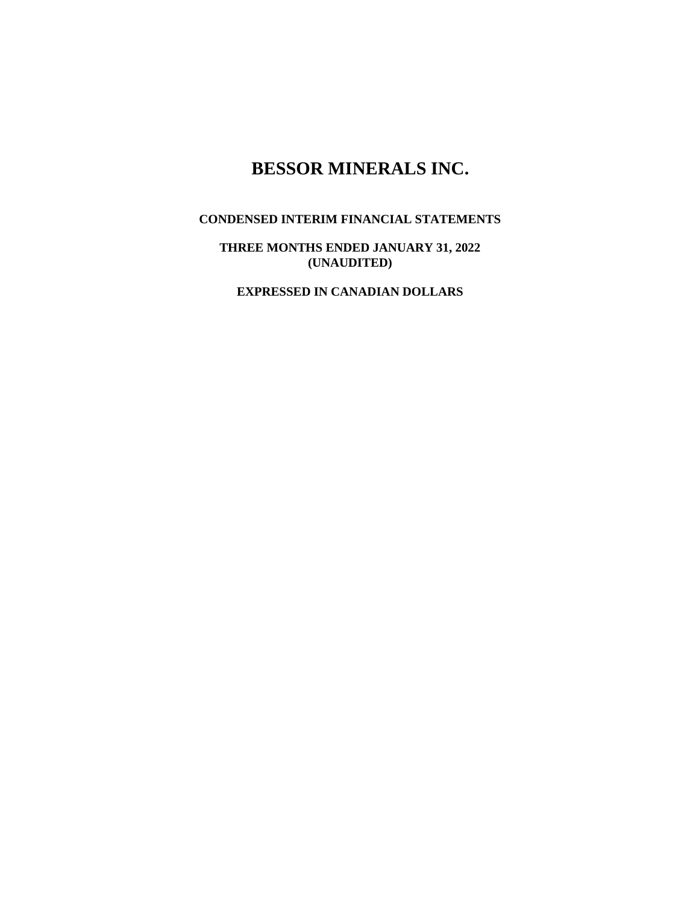# BESSOR MINERALS INC.

**CONDENSED INTERIM FINANCIAL STATEMENTS**

**THREE MONTHS ENDED JANUARY 31, 2022**
**(UNAUDITED)**

**EXPRESSED IN CANADIAN DOLLARS**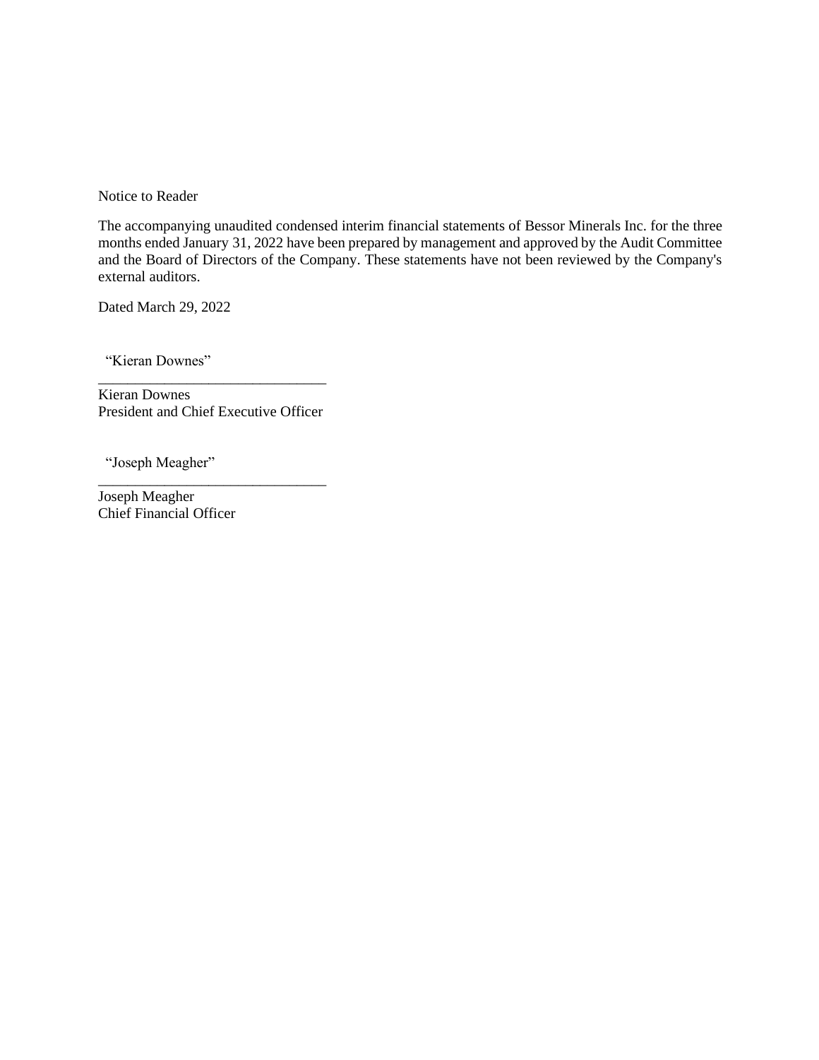Notice to Reader

The accompanying unaudited condensed interim financial statements of Bessor Minerals Inc. for the three months ended January 31, 2022 have been prepared by management and approved by the Audit Committee and the Board of Directors of the Company. These statements have not been reviewed by the Company's external auditors.

Dated March 29, 2022

"Kieran Downes"

______________________________

Kieran Downes
President and Chief Executive Officer

"Joseph Meagher"

______________________________

Joseph Meagher
Chief Financial Officer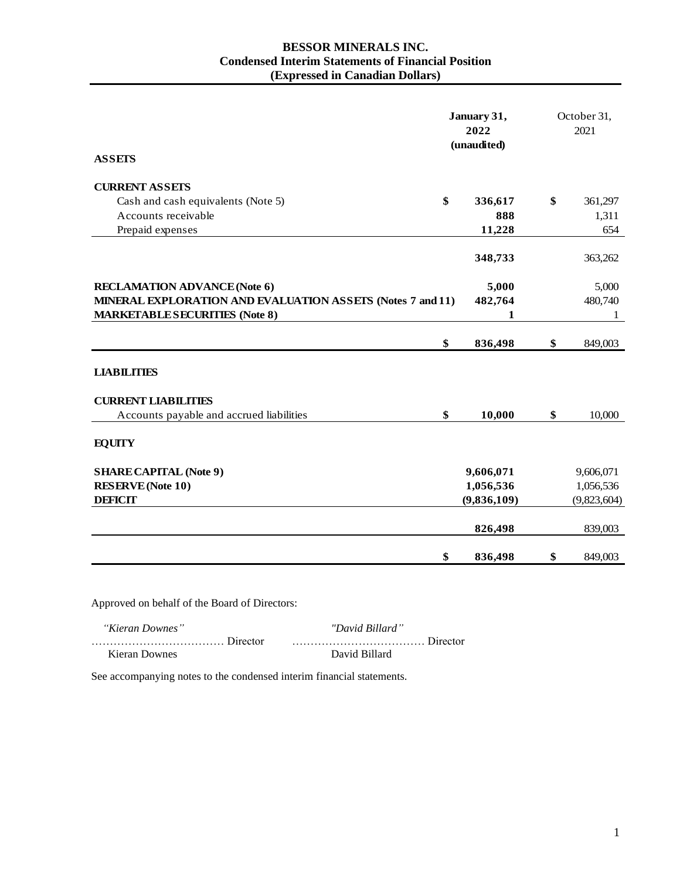# BESSOR MINERALS INC.
## Condensed Interim Statements of Financial Position
### (Expressed in Canadian Dollars)

| | January 31, 2022 (unaudited) | October 31, 2021 |
|---|---|---|
| **ASSETS** | | |
| **CURRENT ASSETS** | | |
| Cash and cash equivalents (Note 5) | $ **336,617** | $ 361,297 |
| Accounts receivable | **888** | 1,311 |
| Prepaid expenses | **11,228** | 654 |
| | **348,733** | 363,262 |
| **RECLAMATION ADVANCE (Note 6)** | **5,000** | 5,000 |
| **MINERAL EXPLORATION AND EVALUATION ASSETS (Notes 7 and 11)** | **482,764** | 480,740 |
| **MARKETABLE SECURITIES (Note 8)** | **1** | 1 |
| | $ **836,498** | $ 849,003 |
| **LIABILITIES** | | |
| **CURRENT LIABILITIES** | | |
| Accounts payable and accrued liabilities | $ **10,000** | $ 10,000 |
| **EQUITY** | | |
| **SHARE CAPITAL (Note 9)** | **9,606,071** | 9,606,071 |
| **RESERVE (Note 10)** | **1,056,536** | 1,056,536 |
| **DEFICIT** | **(9,836,109)** | (9,823,604) |
| | **826,498** | 839,003 |
| | $ **836,498** | $ 849,003 |

Approved on behalf of the Board of Directors:

| *"Kieran Downes"* | *"David Billard"* |
|---|---|
| ……………………………… Director | ……………………………… Director |
| Kieran Downes | David Billard |

See accompanying notes to the condensed interim financial statements.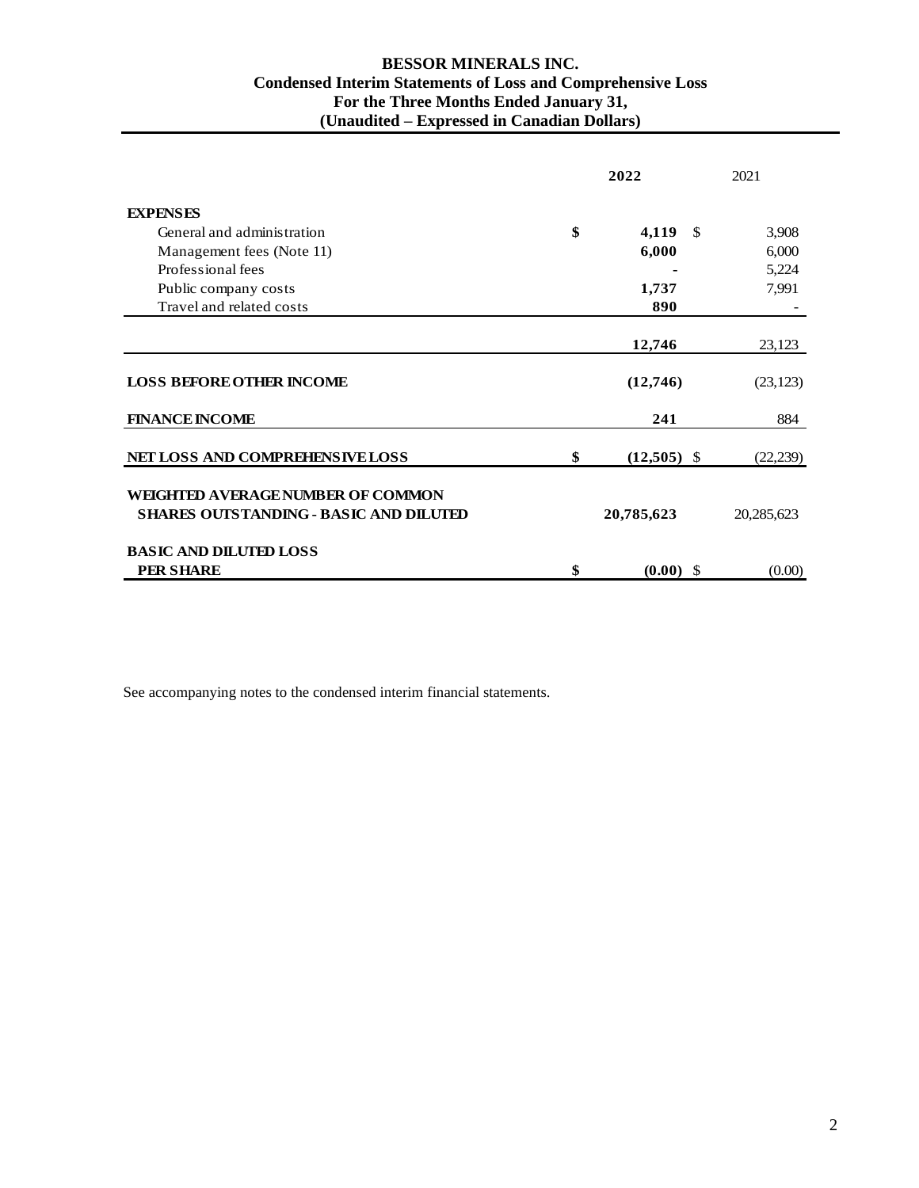# BESSOR MINERALS INC.

## Condensed Interim Statements of Loss and Comprehensive Loss

### For the Three Months Ended January 31,

### (Unaudited – Expressed in Canadian Dollars)

| | 2022 | 2021 |
|---|---|---|
| **EXPENSES** | | |
| General and administration | $ 4,119 | $ 3,908 |
| Management fees (Note 11) | 6,000 | 6,000 |
| Professional fees | - | 5,224 |
| Public company costs | 1,737 | 7,991 |
| Travel and related costs | 890 | - |
| | 12,746 | 23,123 |
| **LOSS BEFORE OTHER INCOME** | (12,746) | (23,123) |
| **FINANCE INCOME** | 241 | 884 |
| **NET LOSS AND COMPREHENSIVE LOSS** | $ (12,505) | $ (22,239) |
| **WEIGHTED AVERAGE NUMBER OF COMMON SHARES OUTSTANDING - BASIC AND DILUTED** | 20,785,623 | 20,285,623 |
| **BASIC AND DILUTED LOSS PER SHARE** | $ (0.00) | $ (0.00) |

See accompanying notes to the condensed interim financial statements.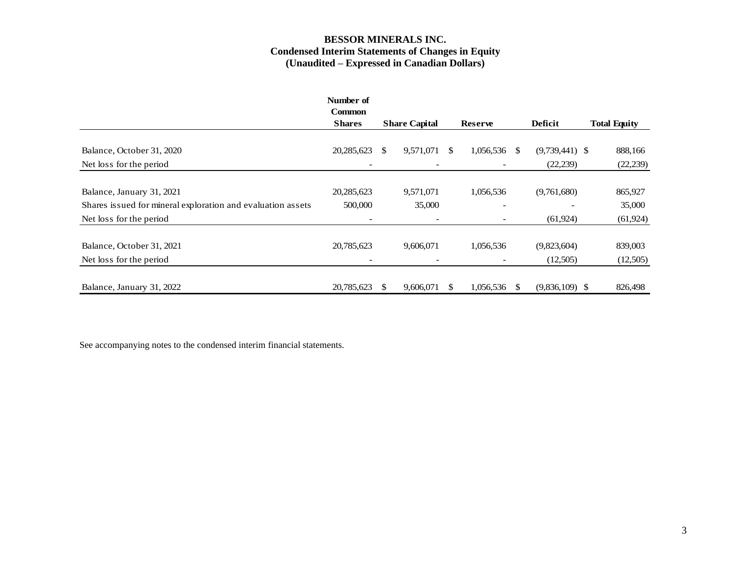**BESSOR MINERALS INC.**
**Condensed Interim Statements of Changes in Equity**
**(Unaudited – Expressed in Canadian Dollars)**

| | Number of Common Shares | Share Capital | Reserve | Deficit | Total Equity |
|---|---|---|---|---|---|
| Balance, October 31, 2020 | 20,285,623 | $ 9,571,071 | $ 1,056,536 | $ (9,739,441) | $ 888,166 |
| Net loss for the period | - | - | - | (22,239) | (22,239) |
| Balance, January 31, 2021 | 20,285,623 | 9,571,071 | 1,056,536 | (9,761,680) | 865,927 |
| Shares issued for mineral exploration and evaluation assets | 500,000 | 35,000 | - | - | 35,000 |
| Net loss for the period | - | - | - | (61,924) | (61,924) |
| Balance, October 31, 2021 | 20,785,623 | 9,606,071 | 1,056,536 | (9,823,604) | 839,003 |
| Net loss for the period | - | - | - | (12,505) | (12,505) |
| Balance, January 31, 2022 | 20,785,623 | $ 9,606,071 | $ 1,056,536 | $ (9,836,109) | $ 826,498 |

See accompanying notes to the condensed interim financial statements.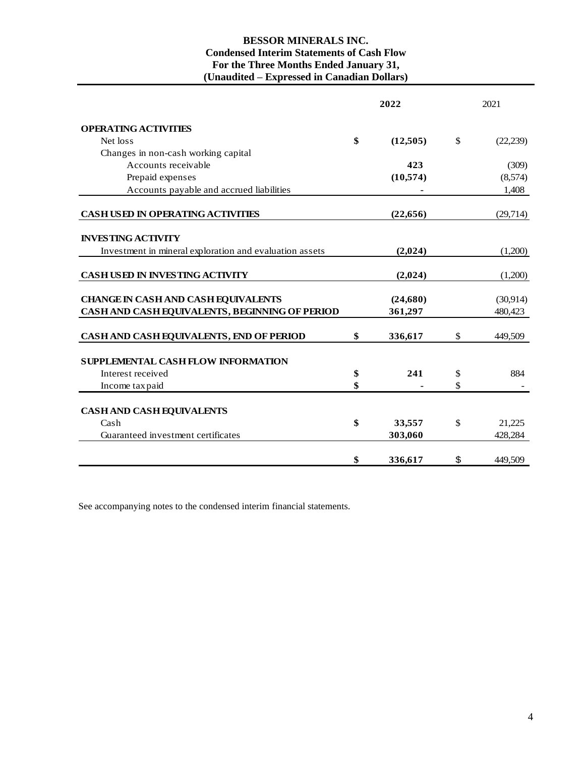**BESSOR MINERALS INC.**
**Condensed Interim Statements of Cash Flow**
**For the Three Months Ended January 31,**
**(Unaudited – Expressed in Canadian Dollars)**

| | | 2022 | | 2021 |
|---|---|---|---|---|
| **OPERATING ACTIVITIES** | | | | |
| Net loss | $ | (12,505) | $ | (22,239) |
| Changes in non-cash working capital | | | | |
| Accounts receivable | | 423 | | (309) |
| Prepaid expenses | | (10,574) | | (8,574) |
| Accounts payable and accrued liabilities | | - | | 1,408 |
| **CASH USED IN OPERATING ACTIVITIES** | | (22,656) | | (29,714) |
| **INVESTING ACTIVITY** | | | | |
| Investment in mineral exploration and evaluation assets | | (2,024) | | (1,200) |
| **CASH USED IN INVESTING ACTIVITY** | | (2,024) | | (1,200) |
| **CHANGE IN CASH AND CASH EQUIVALENTS** | | (24,680) | | (30,914) |
| **CASH AND CASH EQUIVALENTS, BEGINNING OF PERIOD** | | 361,297 | | 480,423 |
| **CASH AND CASH EQUIVALENTS, END OF PERIOD** | $ | 336,617 | $ | 449,509 |
| **SUPPLEMENTAL CASH FLOW INFORMATION** | | | | |
| Interest received | $ | 241 | $ | 884 |
| Income tax paid | $ | - | $ | - |
| **CASH AND CASH EQUIVALENTS** | | | | |
| Cash | $ | 33,557 | $ | 21,225 |
| Guaranteed investment certificates | | 303,060 | | 428,284 |
| | $ | 336,617 | $ | 449,509 |

See accompanying notes to the condensed interim financial statements.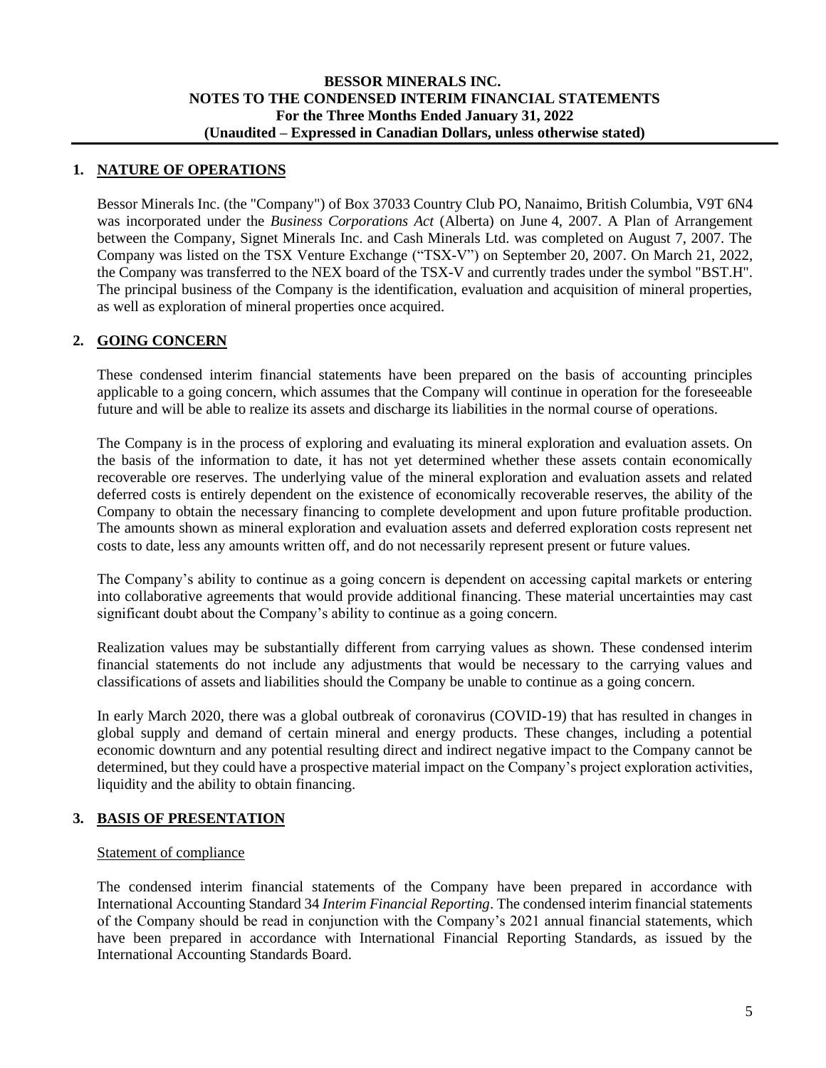**BESSOR MINERALS INC.**
**NOTES TO THE CONDENSED INTERIM FINANCIAL STATEMENTS**
**For the Three Months Ended January 31, 2022**
**(Unaudited – Expressed in Canadian Dollars, unless otherwise stated)**

## 1. NATURE OF OPERATIONS

Bessor Minerals Inc. (the "Company") of Box 37033 Country Club PO, Nanaimo, British Columbia, V9T 6N4 was incorporated under the *Business Corporations Act* (Alberta) on June 4, 2007. A Plan of Arrangement between the Company, Signet Minerals Inc. and Cash Minerals Ltd. was completed on August 7, 2007. The Company was listed on the TSX Venture Exchange ("TSX-V") on September 20, 2007. On March 21, 2022, the Company was transferred to the NEX board of the TSX-V and currently trades under the symbol "BST.H". The principal business of the Company is the identification, evaluation and acquisition of mineral properties, as well as exploration of mineral properties once acquired.

## 2. GOING CONCERN

These condensed interim financial statements have been prepared on the basis of accounting principles applicable to a going concern, which assumes that the Company will continue in operation for the foreseeable future and will be able to realize its assets and discharge its liabilities in the normal course of operations.

The Company is in the process of exploring and evaluating its mineral exploration and evaluation assets. On the basis of the information to date, it has not yet determined whether these assets contain economically recoverable ore reserves. The underlying value of the mineral exploration and evaluation assets and related deferred costs is entirely dependent on the existence of economically recoverable reserves, the ability of the Company to obtain the necessary financing to complete development and upon future profitable production. The amounts shown as mineral exploration and evaluation assets and deferred exploration costs represent net costs to date, less any amounts written off, and do not necessarily represent present or future values.

The Company's ability to continue as a going concern is dependent on accessing capital markets or entering into collaborative agreements that would provide additional financing. These material uncertainties may cast significant doubt about the Company's ability to continue as a going concern.

Realization values may be substantially different from carrying values as shown. These condensed interim financial statements do not include any adjustments that would be necessary to the carrying values and classifications of assets and liabilities should the Company be unable to continue as a going concern.

In early March 2020, there was a global outbreak of coronavirus (COVID-19) that has resulted in changes in global supply and demand of certain mineral and energy products. These changes, including a potential economic downturn and any potential resulting direct and indirect negative impact to the Company cannot be determined, but they could have a prospective material impact on the Company's project exploration activities, liquidity and the ability to obtain financing.

## 3. BASIS OF PRESENTATION

### Statement of compliance

The condensed interim financial statements of the Company have been prepared in accordance with International Accounting Standard 34 *Interim Financial Reporting*. The condensed interim financial statements of the Company should be read in conjunction with the Company's 2021 annual financial statements, which have been prepared in accordance with International Financial Reporting Standards, as issued by the International Accounting Standards Board.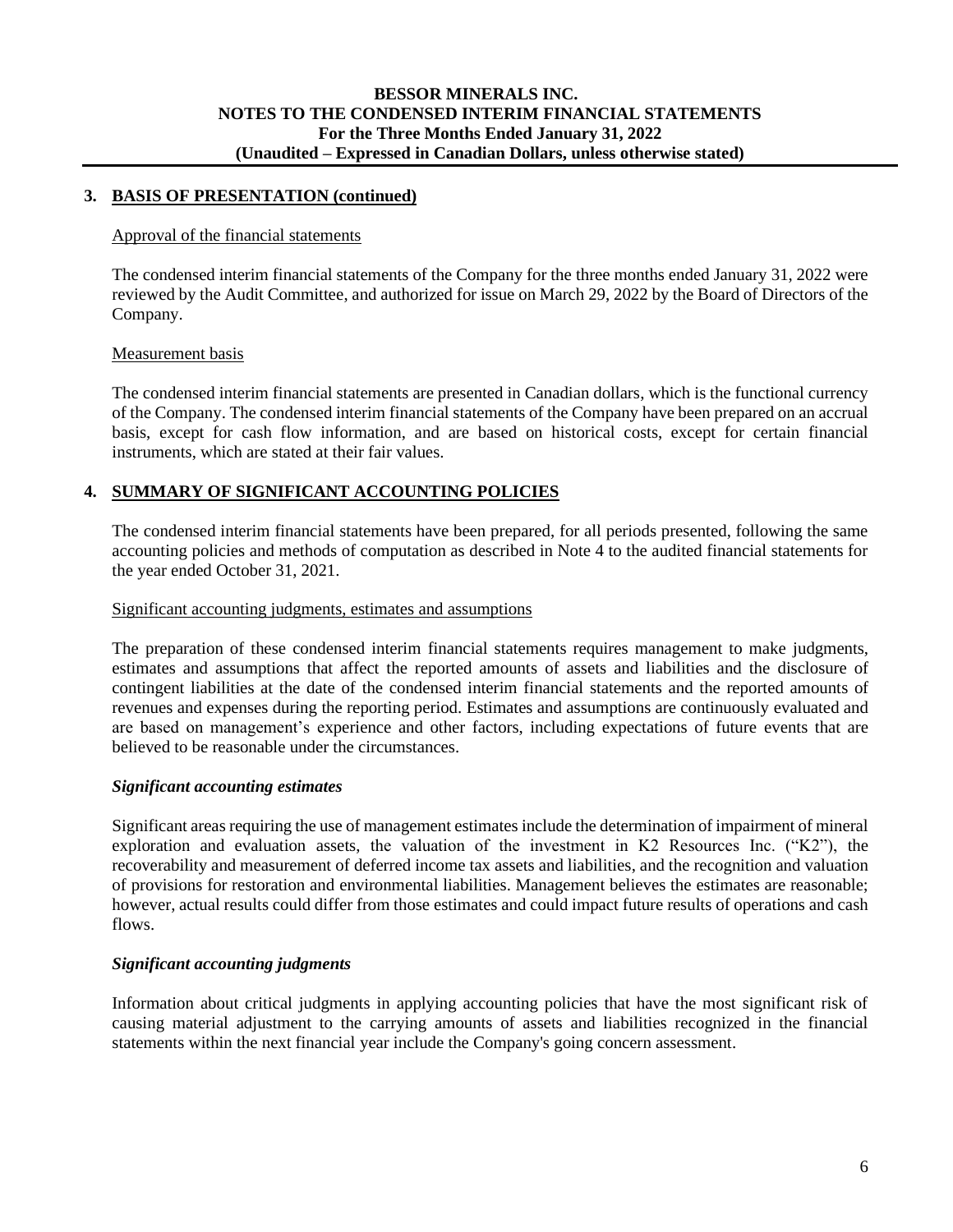## 3. BASIS OF PRESENTATION (continued)

Approval of the financial statements

The condensed interim financial statements of the Company for the three months ended January 31, 2022 were reviewed by the Audit Committee, and authorized for issue on March 29, 2022 by the Board of Directors of the Company.

Measurement basis

The condensed interim financial statements are presented in Canadian dollars, which is the functional currency of the Company. The condensed interim financial statements of the Company have been prepared on an accrual basis, except for cash flow information, and are based on historical costs, except for certain financial instruments, which are stated at their fair values.

## 4. SUMMARY OF SIGNIFICANT ACCOUNTING POLICIES

The condensed interim financial statements have been prepared, for all periods presented, following the same accounting policies and methods of computation as described in Note 4 to the audited financial statements for the year ended October 31, 2021.

Significant accounting judgments, estimates and assumptions

The preparation of these condensed interim financial statements requires management to make judgments, estimates and assumptions that affect the reported amounts of assets and liabilities and the disclosure of contingent liabilities at the date of the condensed interim financial statements and the reported amounts of revenues and expenses during the reporting period. Estimates and assumptions are continuously evaluated and are based on management's experience and other factors, including expectations of future events that are believed to be reasonable under the circumstances.

***Significant accounting estimates***

Significant areas requiring the use of management estimates include the determination of impairment of mineral exploration and evaluation assets, the valuation of the investment in K2 Resources Inc. ("K2"), the recoverability and measurement of deferred income tax assets and liabilities, and the recognition and valuation of provisions for restoration and environmental liabilities. Management believes the estimates are reasonable; however, actual results could differ from those estimates and could impact future results of operations and cash flows.

***Significant accounting judgments***

Information about critical judgments in applying accounting policies that have the most significant risk of causing material adjustment to the carrying amounts of assets and liabilities recognized in the financial statements within the next financial year include the Company's going concern assessment.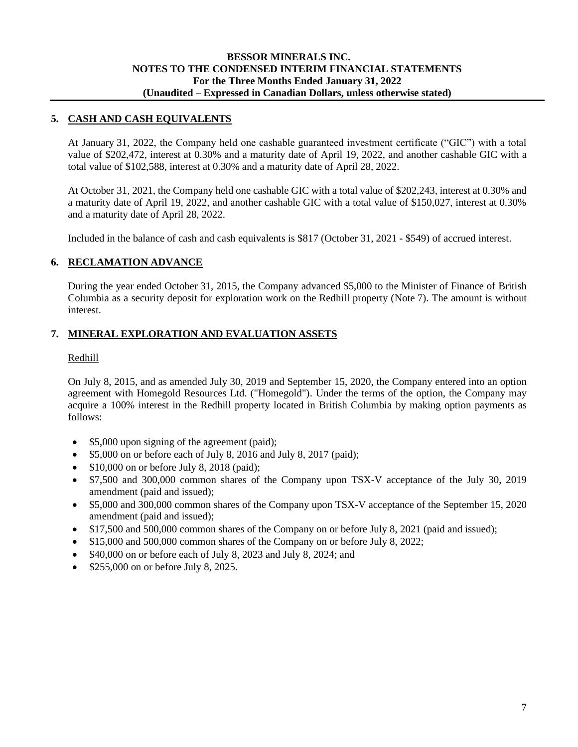## 5. CASH AND CASH EQUIVALENTS

At January 31, 2022, the Company held one cashable guaranteed investment certificate ("GIC") with a total value of $202,472, interest at 0.30% and a maturity date of April 19, 2022, and another cashable GIC with a total value of $102,588, interest at 0.30% and a maturity date of April 28, 2022.

At October 31, 2021, the Company held one cashable GIC with a total value of $202,243, interest at 0.30% and a maturity date of April 19, 2022, and another cashable GIC with a total value of $150,027, interest at 0.30% and a maturity date of April 28, 2022.

Included in the balance of cash and cash equivalents is $817 (October 31, 2021 - $549) of accrued interest.

## 6. RECLAMATION ADVANCE

During the year ended October 31, 2015, the Company advanced $5,000 to the Minister of Finance of British Columbia as a security deposit for exploration work on the Redhill property (Note 7). The amount is without interest.

## 7. MINERAL EXPLORATION AND EVALUATION ASSETS

Redhill

On July 8, 2015, and as amended July 30, 2019 and September 15, 2020, the Company entered into an option agreement with Homegold Resources Ltd. ("Homegold"). Under the terms of the option, the Company may acquire a 100% interest in the Redhill property located in British Columbia by making option payments as follows:

- $5,000 upon signing of the agreement (paid);
- $5,000 on or before each of July 8, 2016 and July 8, 2017 (paid);
- $10,000 on or before July 8, 2018 (paid);
- $7,500 and 300,000 common shares of the Company upon TSX-V acceptance of the July 30, 2019 amendment (paid and issued);
- $5,000 and 300,000 common shares of the Company upon TSX-V acceptance of the September 15, 2020 amendment (paid and issued);
- $17,500 and 500,000 common shares of the Company on or before July 8, 2021 (paid and issued);
- $15,000 and 500,000 common shares of the Company on or before July 8, 2022;
- $40,000 on or before each of July 8, 2023 and July 8, 2024; and
- $255,000 on or before July 8, 2025.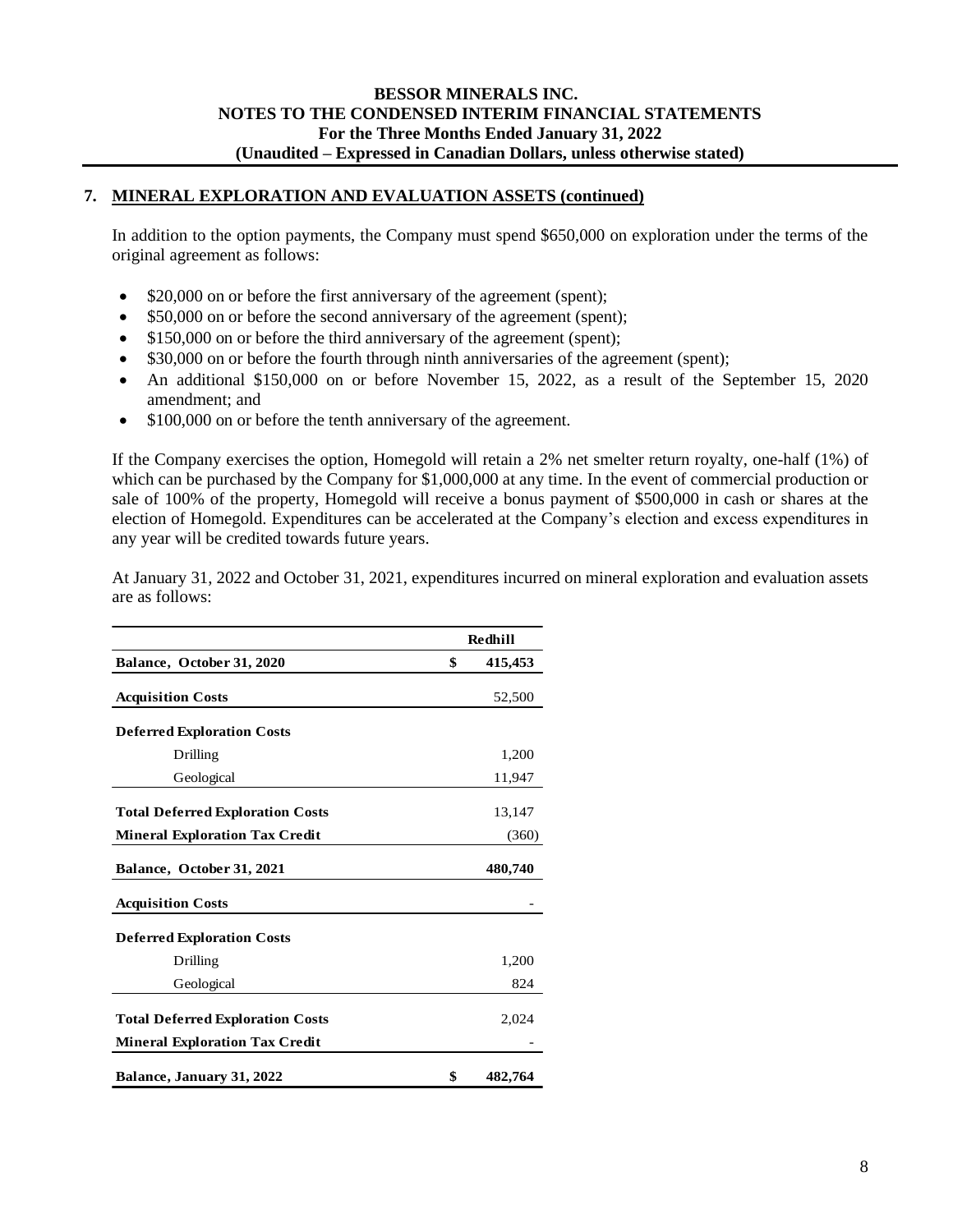## 7. MINERAL EXPLORATION AND EVALUATION ASSETS (continued)

In addition to the option payments, the Company must spend $650,000 on exploration under the terms of the original agreement as follows:

- $20,000 on or before the first anniversary of the agreement (spent);
- $50,000 on or before the second anniversary of the agreement (spent);
- $150,000 on or before the third anniversary of the agreement (spent);
- $30,000 on or before the fourth through ninth anniversaries of the agreement (spent);
- An additional $150,000 on or before November 15, 2022, as a result of the September 15, 2020 amendment; and
- $100,000 on or before the tenth anniversary of the agreement.

If the Company exercises the option, Homegold will retain a 2% net smelter return royalty, one-half (1%) of which can be purchased by the Company for $1,000,000 at any time. In the event of commercial production or sale of 100% of the property, Homegold will receive a bonus payment of $500,000 in cash or shares at the election of Homegold. Expenditures can be accelerated at the Company's election and excess expenditures in any year will be credited towards future years.

At January 31, 2022 and October 31, 2021, expenditures incurred on mineral exploration and evaluation assets are as follows:

| | Redhill |
|---|---|
| **Balance, October 31, 2020** | **$ 415,453** |
| **Acquisition Costs** | 52,500 |
| **Deferred Exploration Costs** | |
| Drilling | 1,200 |
| Geological | 11,947 |
| **Total Deferred Exploration Costs** | 13,147 |
| **Mineral Exploration Tax Credit** | (360) |
| **Balance, October 31, 2021** | **480,740** |
| **Acquisition Costs** | - |
| **Deferred Exploration Costs** | |
| Drilling | 1,200 |
| Geological | 824 |
| **Total Deferred Exploration Costs** | 2,024 |
| **Mineral Exploration Tax Credit** | - |
| **Balance, January 31, 2022** | **$ 482,764** |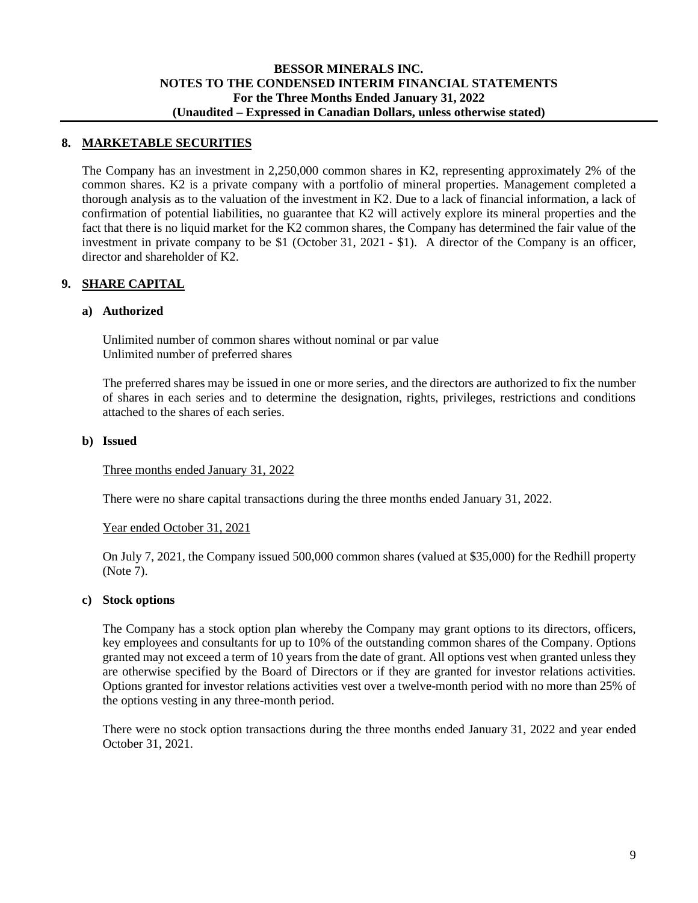## 8. MARKETABLE SECURITIES

The Company has an investment in 2,250,000 common shares in K2, representing approximately 2% of the common shares. K2 is a private company with a portfolio of mineral properties. Management completed a thorough analysis as to the valuation of the investment in K2. Due to a lack of financial information, a lack of confirmation of potential liabilities, no guarantee that K2 will actively explore its mineral properties and the fact that there is no liquid market for the K2 common shares, the Company has determined the fair value of the investment in private company to be $1 (October 31, 2021 - $1). A director of the Company is an officer, director and shareholder of K2.

## 9. SHARE CAPITAL

### a) Authorized

Unlimited number of common shares without nominal or par value
Unlimited number of preferred shares

The preferred shares may be issued in one or more series, and the directors are authorized to fix the number of shares in each series and to determine the designation, rights, privileges, restrictions and conditions attached to the shares of each series.

### b) Issued

Three months ended January 31, 2022

There were no share capital transactions during the three months ended January 31, 2022.

Year ended October 31, 2021

On July 7, 2021, the Company issued 500,000 common shares (valued at $35,000) for the Redhill property (Note 7).

### c) Stock options

The Company has a stock option plan whereby the Company may grant options to its directors, officers, key employees and consultants for up to 10% of the outstanding common shares of the Company. Options granted may not exceed a term of 10 years from the date of grant. All options vest when granted unless they are otherwise specified by the Board of Directors or if they are granted for investor relations activities. Options granted for investor relations activities vest over a twelve-month period with no more than 25% of the options vesting in any three-month period.

There were no stock option transactions during the three months ended January 31, 2022 and year ended October 31, 2021.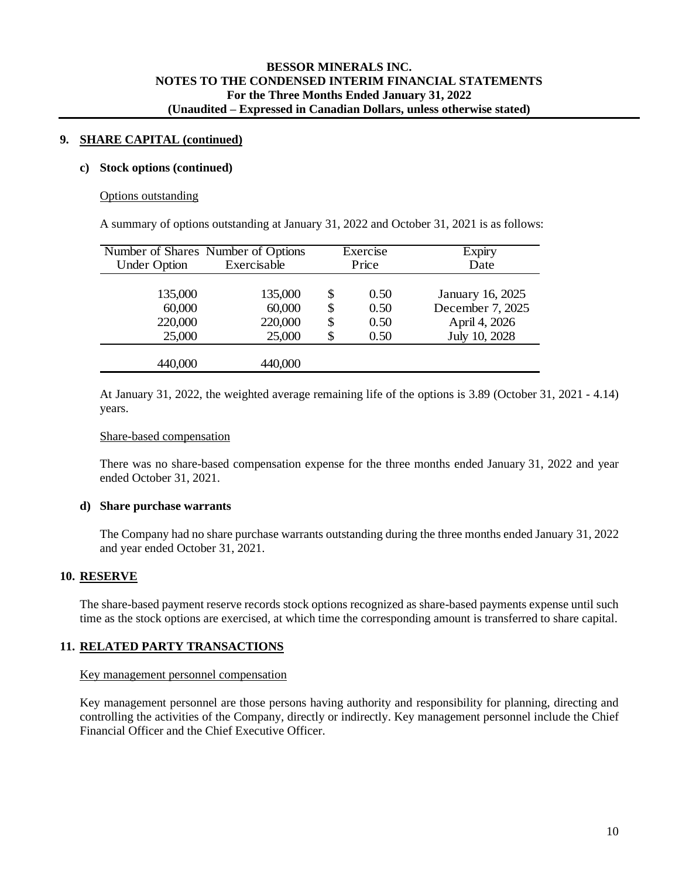## 9. SHARE CAPITAL (continued)

### c) Stock options (continued)

Options outstanding

A summary of options outstanding at January 31, 2022 and October 31, 2021 is as follows:

| Number of Shares Under Option | Number of Options Exercisable | Exercise Price | Expiry Date |
|---|---|---|---|
| 135,000 | 135,000 | $ 0.50 | January 16, 2025 |
| 60,000 | 60,000 | $ 0.50 | December 7, 2025 |
| 220,000 | 220,000 | $ 0.50 | April 4, 2026 |
| 25,000 | 25,000 | $ 0.50 | July 10, 2028 |
| 440,000 | 440,000 | | |

At January 31, 2022, the weighted average remaining life of the options is 3.89 (October 31, 2021 - 4.14) years.

Share-based compensation

There was no share-based compensation expense for the three months ended January 31, 2022 and year ended October 31, 2021.

### d) Share purchase warrants

The Company had no share purchase warrants outstanding during the three months ended January 31, 2022 and year ended October 31, 2021.

## 10. RESERVE

The share-based payment reserve records stock options recognized as share-based payments expense until such time as the stock options are exercised, at which time the corresponding amount is transferred to share capital.

## 11. RELATED PARTY TRANSACTIONS

Key management personnel compensation

Key management personnel are those persons having authority and responsibility for planning, directing and controlling the activities of the Company, directly or indirectly. Key management personnel include the Chief Financial Officer and the Chief Executive Officer.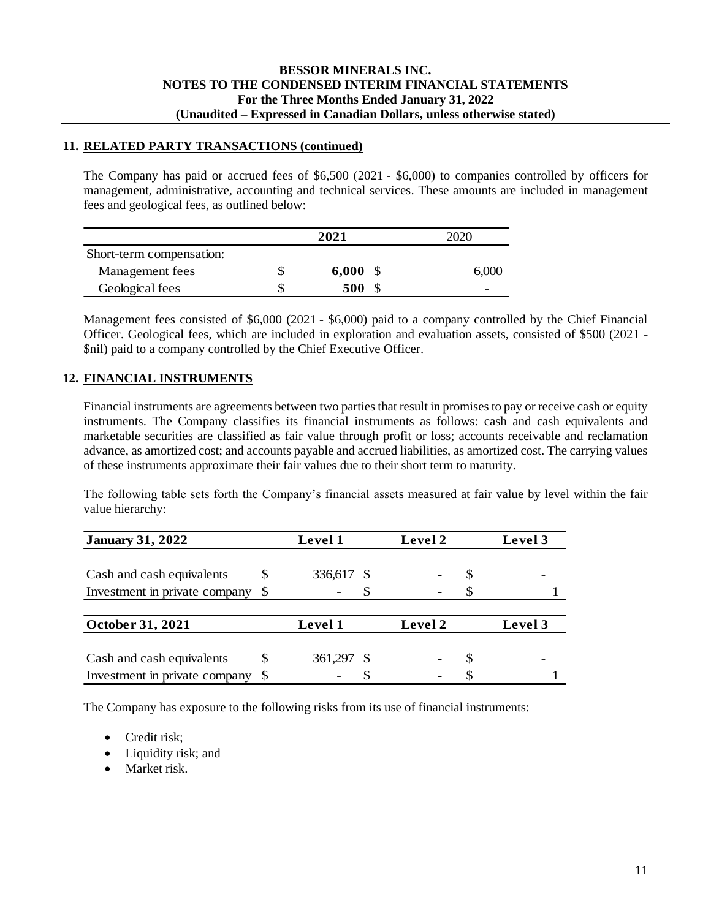## 11. RELATED PARTY TRANSACTIONS (continued)

The Company has paid or accrued fees of $6,500 (2021 - $6,000) to companies controlled by officers for management, administrative, accounting and technical services. These amounts are included in management fees and geological fees, as outlined below:

| | 2021 | 2020 |
|---|---|---|
| Short-term compensation: | | |
| Management fees | $ **6,000** | $ 6,000 |
| Geological fees | $ **500** | $ - |

Management fees consisted of $6,000 (2021 - $6,000) paid to a company controlled by the Chief Financial Officer. Geological fees, which are included in exploration and evaluation assets, consisted of $500 (2021 - $nil) paid to a company controlled by the Chief Executive Officer.

## 12. FINANCIAL INSTRUMENTS

Financial instruments are agreements between two parties that result in promises to pay or receive cash or equity instruments. The Company classifies its financial instruments as follows: cash and cash equivalents and marketable securities are classified as fair value through profit or loss; accounts receivable and reclamation advance, as amortized cost; and accounts payable and accrued liabilities, as amortized cost. The carrying values of these instruments approximate their fair values due to their short term to maturity.

The following table sets forth the Company's financial assets measured at fair value by level within the fair value hierarchy:

| **January 31, 2022** | **Level 1** | **Level 2** | **Level 3** |
|---|---|---|---|
| Cash and cash equivalents | $ 336,617 | $ - | $ - |
| Investment in private company | $ - | $ - | $ 1 |
| **October 31, 2021** | **Level 1** | **Level 2** | **Level 3** |
| Cash and cash equivalents | $ 361,297 | $ - | $ - |
| Investment in private company | $ - | $ - | $ 1 |

The Company has exposure to the following risks from its use of financial instruments:

- Credit risk;
- Liquidity risk; and
- Market risk.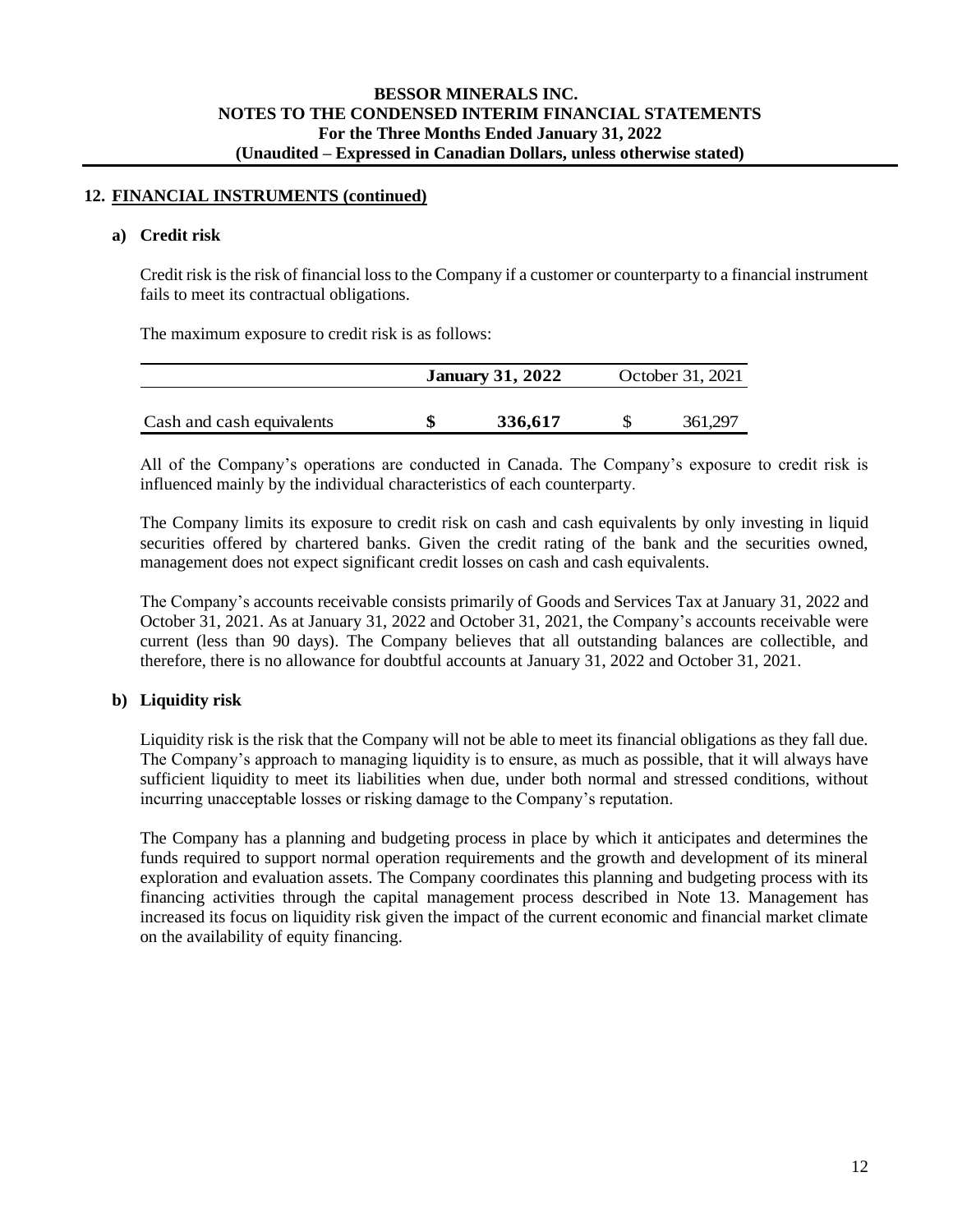## 12. FINANCIAL INSTRUMENTS (continued)

### a) Credit risk

Credit risk is the risk of financial loss to the Company if a customer or counterparty to a financial instrument fails to meet its contractual obligations.

The maximum exposure to credit risk is as follows:

| | January 31, 2022 | October 31, 2021 |
|---|---|---|
| Cash and cash equivalents | $ 336,617 | $ 361,297 |

All of the Company's operations are conducted in Canada. The Company's exposure to credit risk is influenced mainly by the individual characteristics of each counterparty.

The Company limits its exposure to credit risk on cash and cash equivalents by only investing in liquid securities offered by chartered banks. Given the credit rating of the bank and the securities owned, management does not expect significant credit losses on cash and cash equivalents.

The Company's accounts receivable consists primarily of Goods and Services Tax at January 31, 2022 and October 31, 2021. As at January 31, 2022 and October 31, 2021, the Company's accounts receivable were current (less than 90 days). The Company believes that all outstanding balances are collectible, and therefore, there is no allowance for doubtful accounts at January 31, 2022 and October 31, 2021.

### b) Liquidity risk

Liquidity risk is the risk that the Company will not be able to meet its financial obligations as they fall due. The Company's approach to managing liquidity is to ensure, as much as possible, that it will always have sufficient liquidity to meet its liabilities when due, under both normal and stressed conditions, without incurring unacceptable losses or risking damage to the Company's reputation.

The Company has a planning and budgeting process in place by which it anticipates and determines the funds required to support normal operation requirements and the growth and development of its mineral exploration and evaluation assets. The Company coordinates this planning and budgeting process with its financing activities through the capital management process described in Note 13. Management has increased its focus on liquidity risk given the impact of the current economic and financial market climate on the availability of equity financing.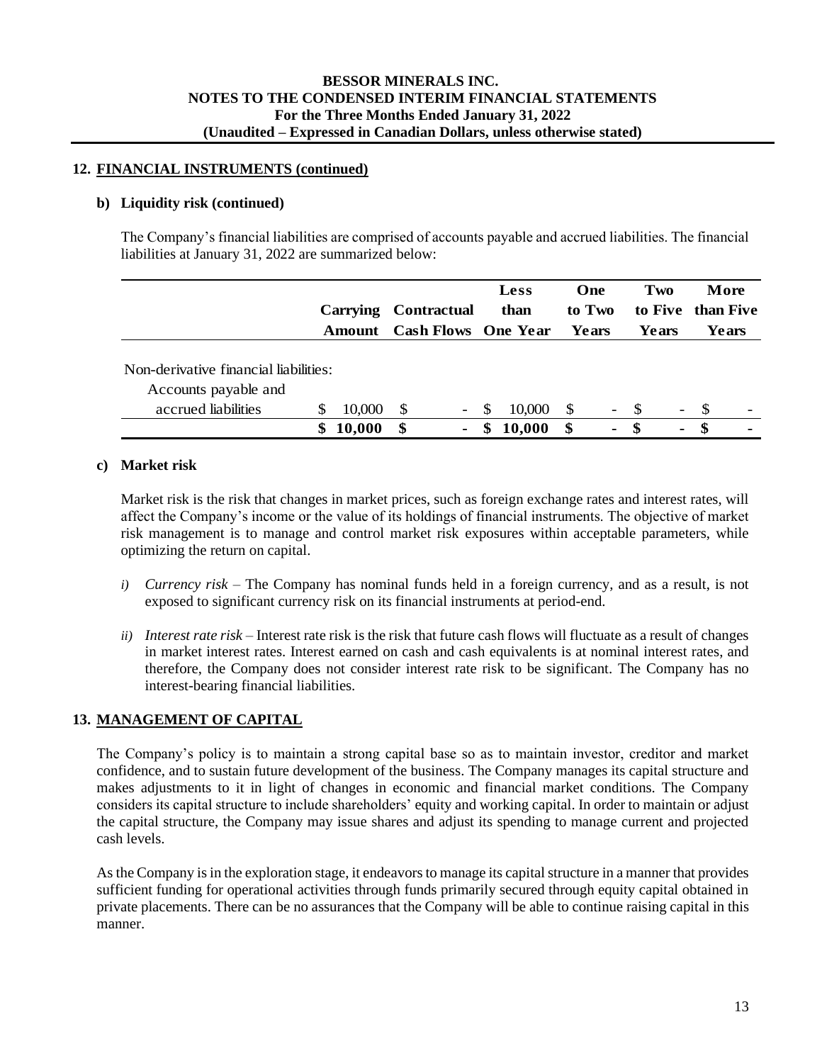## 12. FINANCIAL INSTRUMENTS (continued)

### b) Liquidity risk (continued)

The Company's financial liabilities are comprised of accounts payable and accrued liabilities. The financial liabilities at January 31, 2022 are summarized below:

| | Carrying Amount | Contractual Cash Flows | Less than One Year | One to Two Years | Two to Five Years | More than Five Years |
|---|---|---|---|---|---|---|
| Non-derivative financial liabilities: | | | | | | |
| Accounts payable and accrued liabilities | $ 10,000 | $ - | $ 10,000 | $ - | $ - | $ - |
| | **$ 10,000** | **$ -** | **$ 10,000** | **$ -** | **$ -** | **$ -** |

### c) Market risk

Market risk is the risk that changes in market prices, such as foreign exchange rates and interest rates, will affect the Company's income or the value of its holdings of financial instruments. The objective of market risk management is to manage and control market risk exposures within acceptable parameters, while optimizing the return on capital.

*i) Currency risk* – The Company has nominal funds held in a foreign currency, and as a result, is not exposed to significant currency risk on its financial instruments at period-end.

*ii) Interest rate risk* – Interest rate risk is the risk that future cash flows will fluctuate as a result of changes in market interest rates. Interest earned on cash and cash equivalents is at nominal interest rates, and therefore, the Company does not consider interest rate risk to be significant. The Company has no interest-bearing financial liabilities.

## 13. MANAGEMENT OF CAPITAL

The Company's policy is to maintain a strong capital base so as to maintain investor, creditor and market confidence, and to sustain future development of the business. The Company manages its capital structure and makes adjustments to it in light of changes in economic and financial market conditions. The Company considers its capital structure to include shareholders' equity and working capital. In order to maintain or adjust the capital structure, the Company may issue shares and adjust its spending to manage current and projected cash levels.

As the Company is in the exploration stage, it endeavors to manage its capital structure in a manner that provides sufficient funding for operational activities through funds primarily secured through equity capital obtained in private placements. There can be no assurances that the Company will be able to continue raising capital in this manner.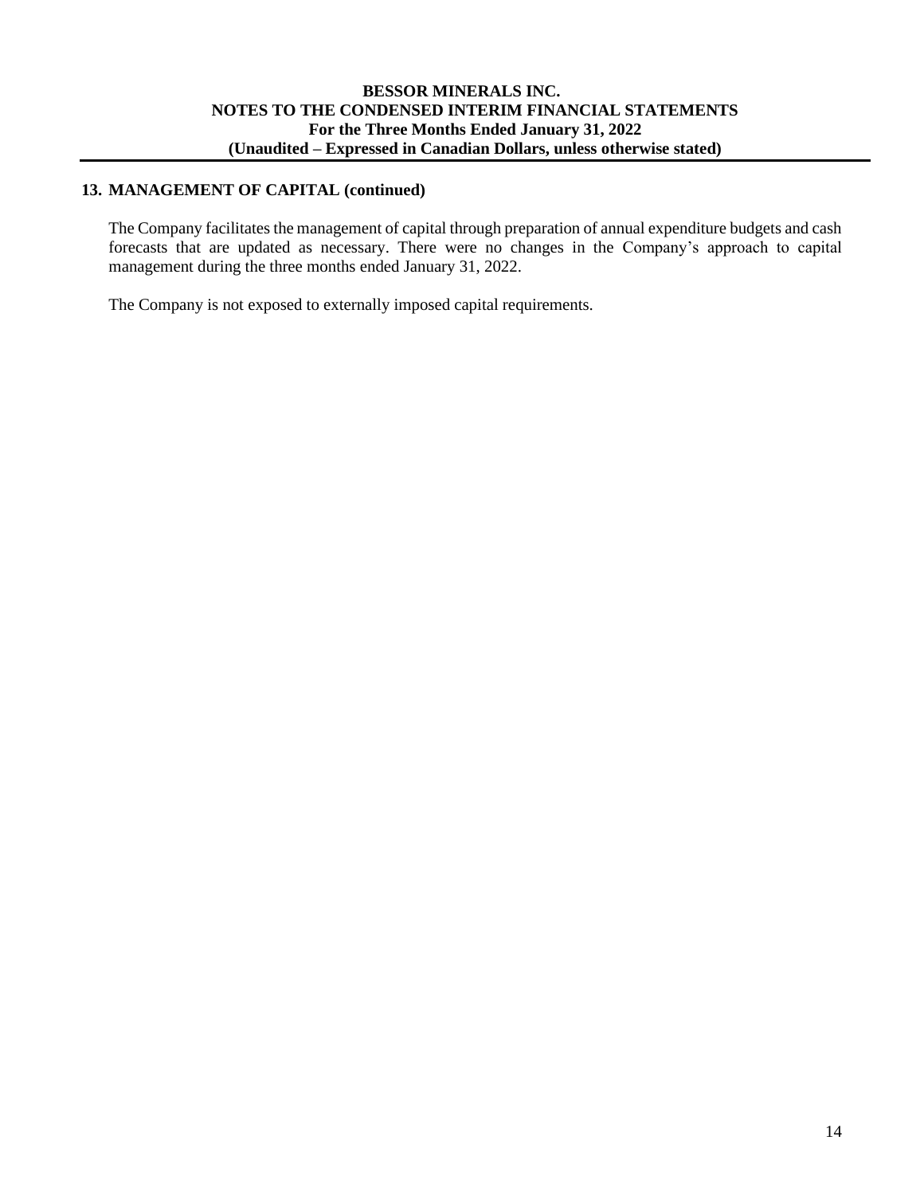## 13. MANAGEMENT OF CAPITAL (continued)

The Company facilitates the management of capital through preparation of annual expenditure budgets and cash forecasts that are updated as necessary. There were no changes in the Company's approach to capital management during the three months ended January 31, 2022.

The Company is not exposed to externally imposed capital requirements.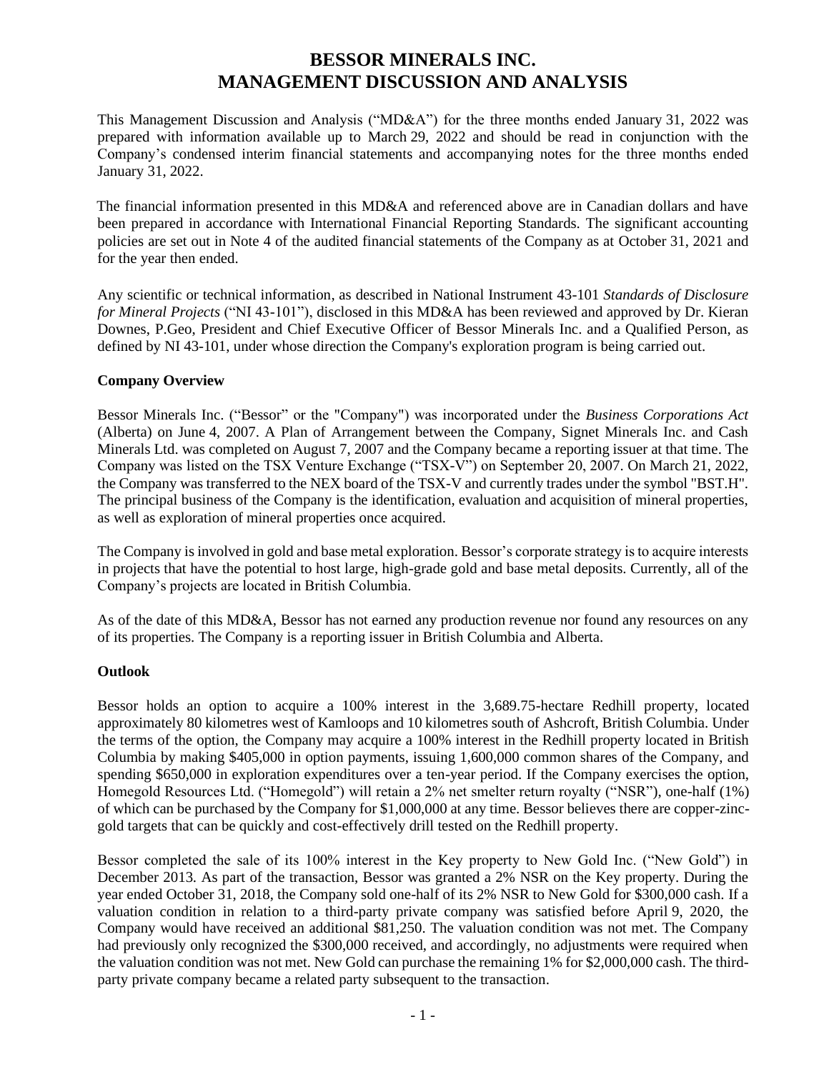# BESSOR MINERALS INC.
# MANAGEMENT DISCUSSION AND ANALYSIS

This Management Discussion and Analysis ("MD&A") for the three months ended January 31, 2022 was prepared with information available up to March 29, 2022 and should be read in conjunction with the Company's condensed interim financial statements and accompanying notes for the three months ended January 31, 2022.

The financial information presented in this MD&A and referenced above are in Canadian dollars and have been prepared in accordance with International Financial Reporting Standards. The significant accounting policies are set out in Note 4 of the audited financial statements of the Company as at October 31, 2021 and for the year then ended.

Any scientific or technical information, as described in National Instrument 43-101 *Standards of Disclosure for Mineral Projects* ("NI 43-101"), disclosed in this MD&A has been reviewed and approved by Dr. Kieran Downes, P.Geo, President and Chief Executive Officer of Bessor Minerals Inc. and a Qualified Person, as defined by NI 43-101, under whose direction the Company's exploration program is being carried out.

**Company Overview**

Bessor Minerals Inc. ("Bessor" or the "Company") was incorporated under the *Business Corporations Act* (Alberta) on June 4, 2007. A Plan of Arrangement between the Company, Signet Minerals Inc. and Cash Minerals Ltd. was completed on August 7, 2007 and the Company became a reporting issuer at that time. The Company was listed on the TSX Venture Exchange ("TSX-V") on September 20, 2007. On March 21, 2022, the Company was transferred to the NEX board of the TSX-V and currently trades under the symbol "BST.H". The principal business of the Company is the identification, evaluation and acquisition of mineral properties, as well as exploration of mineral properties once acquired.

The Company is involved in gold and base metal exploration. Bessor's corporate strategy is to acquire interests in projects that have the potential to host large, high-grade gold and base metal deposits. Currently, all of the Company's projects are located in British Columbia.

As of the date of this MD&A, Bessor has not earned any production revenue nor found any resources on any of its properties. The Company is a reporting issuer in British Columbia and Alberta.

**Outlook**

Bessor holds an option to acquire a 100% interest in the 3,689.75-hectare Redhill property, located approximately 80 kilometres west of Kamloops and 10 kilometres south of Ashcroft, British Columbia. Under the terms of the option, the Company may acquire a 100% interest in the Redhill property located in British Columbia by making $405,000 in option payments, issuing 1,600,000 common shares of the Company, and spending $650,000 in exploration expenditures over a ten-year period. If the Company exercises the option, Homegold Resources Ltd. ("Homegold") will retain a 2% net smelter return royalty ("NSR"), one-half (1%) of which can be purchased by the Company for $1,000,000 at any time. Bessor believes there are copper-zinc-gold targets that can be quickly and cost-effectively drill tested on the Redhill property.

Bessor completed the sale of its 100% interest in the Key property to New Gold Inc. ("New Gold") in December 2013. As part of the transaction, Bessor was granted a 2% NSR on the Key property. During the year ended October 31, 2018, the Company sold one-half of its 2% NSR to New Gold for $300,000 cash. If a valuation condition in relation to a third-party private company was satisfied before April 9, 2020, the Company would have received an additional $81,250. The valuation condition was not met. The Company had previously only recognized the $300,000 received, and accordingly, no adjustments were required when the valuation condition was not met. New Gold can purchase the remaining 1% for $2,000,000 cash. The third-party private company became a related party subsequent to the transaction.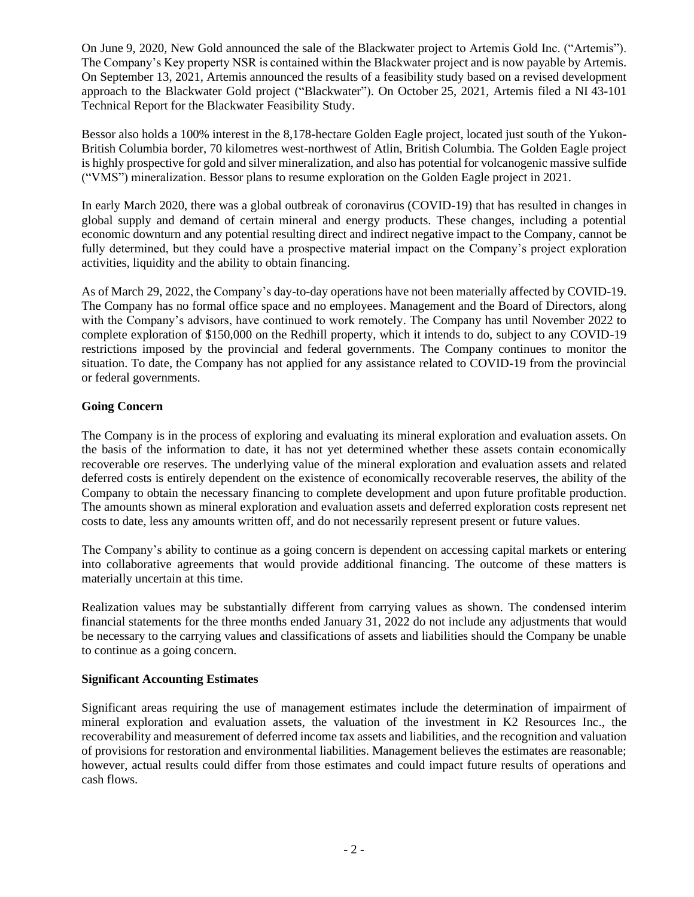On June 9, 2020, New Gold announced the sale of the Blackwater project to Artemis Gold Inc. ("Artemis"). The Company's Key property NSR is contained within the Blackwater project and is now payable by Artemis. On September 13, 2021, Artemis announced the results of a feasibility study based on a revised development approach to the Blackwater Gold project ("Blackwater"). On October 25, 2021, Artemis filed a NI 43-101 Technical Report for the Blackwater Feasibility Study.

Bessor also holds a 100% interest in the 8,178-hectare Golden Eagle project, located just south of the Yukon-British Columbia border, 70 kilometres west-northwest of Atlin, British Columbia. The Golden Eagle project is highly prospective for gold and silver mineralization, and also has potential for volcanogenic massive sulfide ("VMS") mineralization. Bessor plans to resume exploration on the Golden Eagle project in 2021.

In early March 2020, there was a global outbreak of coronavirus (COVID-19) that has resulted in changes in global supply and demand of certain mineral and energy products. These changes, including a potential economic downturn and any potential resulting direct and indirect negative impact to the Company, cannot be fully determined, but they could have a prospective material impact on the Company's project exploration activities, liquidity and the ability to obtain financing.

As of March 29, 2022, the Company's day-to-day operations have not been materially affected by COVID-19. The Company has no formal office space and no employees. Management and the Board of Directors, along with the Company's advisors, have continued to work remotely. The Company has until November 2022 to complete exploration of $150,000 on the Redhill property, which it intends to do, subject to any COVID-19 restrictions imposed by the provincial and federal governments. The Company continues to monitor the situation. To date, the Company has not applied for any assistance related to COVID-19 from the provincial or federal governments.

**Going Concern**

The Company is in the process of exploring and evaluating its mineral exploration and evaluation assets. On the basis of the information to date, it has not yet determined whether these assets contain economically recoverable ore reserves. The underlying value of the mineral exploration and evaluation assets and related deferred costs is entirely dependent on the existence of economically recoverable reserves, the ability of the Company to obtain the necessary financing to complete development and upon future profitable production. The amounts shown as mineral exploration and evaluation assets and deferred exploration costs represent net costs to date, less any amounts written off, and do not necessarily represent present or future values.

The Company's ability to continue as a going concern is dependent on accessing capital markets or entering into collaborative agreements that would provide additional financing. The outcome of these matters is materially uncertain at this time.

Realization values may be substantially different from carrying values as shown. The condensed interim financial statements for the three months ended January 31, 2022 do not include any adjustments that would be necessary to the carrying values and classifications of assets and liabilities should the Company be unable to continue as a going concern.

**Significant Accounting Estimates**

Significant areas requiring the use of management estimates include the determination of impairment of mineral exploration and evaluation assets, the valuation of the investment in K2 Resources Inc., the recoverability and measurement of deferred income tax assets and liabilities, and the recognition and valuation of provisions for restoration and environmental liabilities. Management believes the estimates are reasonable; however, actual results could differ from those estimates and could impact future results of operations and cash flows.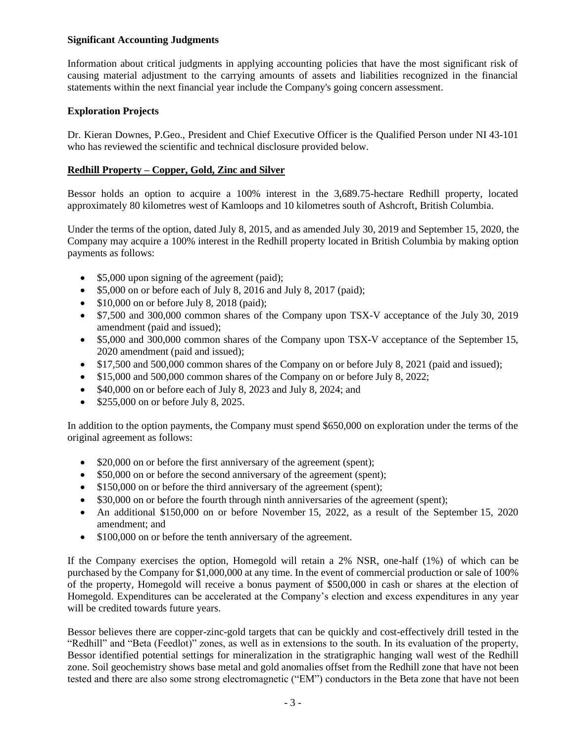**Significant Accounting Judgments**

Information about critical judgments in applying accounting policies that have the most significant risk of causing material adjustment to the carrying amounts of assets and liabilities recognized in the financial statements within the next financial year include the Company's going concern assessment.

**Exploration Projects**

Dr. Kieran Downes, P.Geo., President and Chief Executive Officer is the Qualified Person under NI 43-101 who has reviewed the scientific and technical disclosure provided below.

**Redhill Property – Copper, Gold, Zinc and Silver**

Bessor holds an option to acquire a 100% interest in the 3,689.75-hectare Redhill property, located approximately 80 kilometres west of Kamloops and 10 kilometres south of Ashcroft, British Columbia.

Under the terms of the option, dated July 8, 2015, and as amended July 30, 2019 and September 15, 2020, the Company may acquire a 100% interest in the Redhill property located in British Columbia by making option payments as follows:

- $5,000 upon signing of the agreement (paid);
- $5,000 on or before each of July 8, 2016 and July 8, 2017 (paid);
- $10,000 on or before July 8, 2018 (paid);
- $7,500 and 300,000 common shares of the Company upon TSX-V acceptance of the July 30, 2019 amendment (paid and issued);
- $5,000 and 300,000 common shares of the Company upon TSX-V acceptance of the September 15, 2020 amendment (paid and issued);
- $17,500 and 500,000 common shares of the Company on or before July 8, 2021 (paid and issued);
- $15,000 and 500,000 common shares of the Company on or before July 8, 2022;
- $40,000 on or before each of July 8, 2023 and July 8, 2024; and
- $255,000 on or before July 8, 2025.

In addition to the option payments, the Company must spend $650,000 on exploration under the terms of the original agreement as follows:

- $20,000 on or before the first anniversary of the agreement (spent);
- $50,000 on or before the second anniversary of the agreement (spent);
- $150,000 on or before the third anniversary of the agreement (spent);
- $30,000 on or before the fourth through ninth anniversaries of the agreement (spent);
- An additional $150,000 on or before November 15, 2022, as a result of the September 15, 2020 amendment; and
- $100,000 on or before the tenth anniversary of the agreement.

If the Company exercises the option, Homegold will retain a 2% NSR, one-half (1%) of which can be purchased by the Company for $1,000,000 at any time. In the event of commercial production or sale of 100% of the property, Homegold will receive a bonus payment of $500,000 in cash or shares at the election of Homegold. Expenditures can be accelerated at the Company's election and excess expenditures in any year will be credited towards future years.

Bessor believes there are copper-zinc-gold targets that can be quickly and cost-effectively drill tested in the "Redhill" and "Beta (Feedlot)" zones, as well as in extensions to the south. In its evaluation of the property, Bessor identified potential settings for mineralization in the stratigraphic hanging wall west of the Redhill zone. Soil geochemistry shows base metal and gold anomalies offset from the Redhill zone that have not been tested and there are also some strong electromagnetic ("EM") conductors in the Beta zone that have not been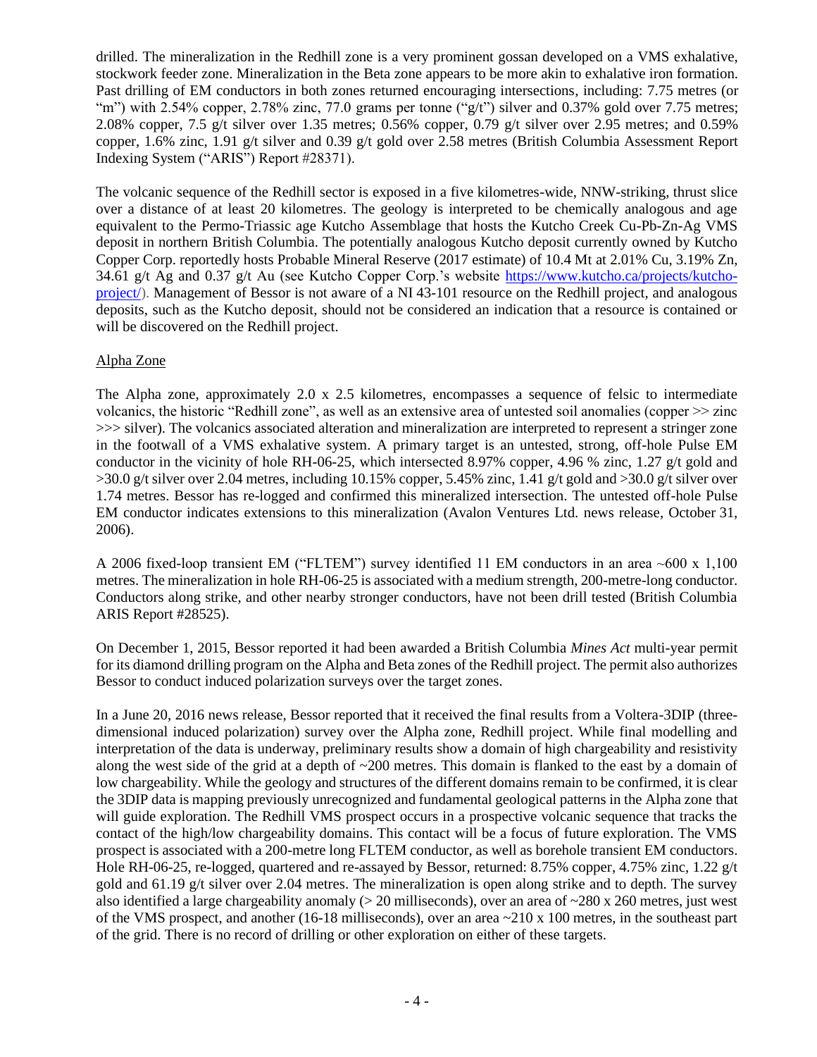drilled. The mineralization in the Redhill zone is a very prominent gossan developed on a VMS exhalative, stockwork feeder zone. Mineralization in the Beta zone appears to be more akin to exhalative iron formation. Past drilling of EM conductors in both zones returned encouraging intersections, including: 7.75 metres (or "m") with 2.54% copper, 2.78% zinc, 77.0 grams per tonne ("g/t") silver and 0.37% gold over 7.75 metres; 2.08% copper, 7.5 g/t silver over 1.35 metres; 0.56% copper, 0.79 g/t silver over 2.95 metres; and 0.59% copper, 1.6% zinc, 1.91 g/t silver and 0.39 g/t gold over 2.58 metres (British Columbia Assessment Report Indexing System ("ARIS") Report #28371).

The volcanic sequence of the Redhill sector is exposed in a five kilometres-wide, NNW-striking, thrust slice over a distance of at least 20 kilometres. The geology is interpreted to be chemically analogous and age equivalent to the Permo-Triassic age Kutcho Assemblage that hosts the Kutcho Creek Cu-Pb-Zn-Ag VMS deposit in northern British Columbia. The potentially analogous Kutcho deposit currently owned by Kutcho Copper Corp. reportedly hosts Probable Mineral Reserve (2017 estimate) of 10.4 Mt at 2.01% Cu, 3.19% Zn, 34.61 g/t Ag and 0.37 g/t Au (see Kutcho Copper Corp.'s website https://www.kutcho.ca/projects/kutcho-project/). Management of Bessor is not aware of a NI 43-101 resource on the Redhill project, and analogous deposits, such as the Kutcho deposit, should not be considered an indication that a resource is contained or will be discovered on the Redhill project.

Alpha Zone

The Alpha zone, approximately 2.0 x 2.5 kilometres, encompasses a sequence of felsic to intermediate volcanics, the historic "Redhill zone", as well as an extensive area of untested soil anomalies (copper >> zinc >>> silver). The volcanics associated alteration and mineralization are interpreted to represent a stringer zone in the footwall of a VMS exhalative system. A primary target is an untested, strong, off-hole Pulse EM conductor in the vicinity of hole RH-06-25, which intersected 8.97% copper, 4.96 % zinc, 1.27 g/t gold and >30.0 g/t silver over 2.04 metres, including 10.15% copper, 5.45% zinc, 1.41 g/t gold and >30.0 g/t silver over 1.74 metres. Bessor has re-logged and confirmed this mineralized intersection. The untested off-hole Pulse EM conductor indicates extensions to this mineralization (Avalon Ventures Ltd. news release, October 31, 2006).

A 2006 fixed-loop transient EM ("FLTEM") survey identified 11 EM conductors in an area ~600 x 1,100 metres. The mineralization in hole RH-06-25 is associated with a medium strength, 200-metre-long conductor. Conductors along strike, and other nearby stronger conductors, have not been drill tested (British Columbia ARIS Report #28525).

On December 1, 2015, Bessor reported it had been awarded a British Columbia *Mines Act* multi-year permit for its diamond drilling program on the Alpha and Beta zones of the Redhill project. The permit also authorizes Bessor to conduct induced polarization surveys over the target zones.

In a June 20, 2016 news release, Bessor reported that it received the final results from a Voltera-3DIP (three-dimensional induced polarization) survey over the Alpha zone, Redhill project. While final modelling and interpretation of the data is underway, preliminary results show a domain of high chargeability and resistivity along the west side of the grid at a depth of ~200 metres. This domain is flanked to the east by a domain of low chargeability. While the geology and structures of the different domains remain to be confirmed, it is clear the 3DIP data is mapping previously unrecognized and fundamental geological patterns in the Alpha zone that will guide exploration. The Redhill VMS prospect occurs in a prospective volcanic sequence that tracks the contact of the high/low chargeability domains. This contact will be a focus of future exploration. The VMS prospect is associated with a 200-metre long FLTEM conductor, as well as borehole transient EM conductors. Hole RH-06-25, re-logged, quartered and re-assayed by Bessor, returned: 8.75% copper, 4.75% zinc, 1.22 g/t gold and 61.19 g/t silver over 2.04 metres. The mineralization is open along strike and to depth. The survey also identified a large chargeability anomaly (> 20 milliseconds), over an area of ~280 x 260 metres, just west of the VMS prospect, and another (16-18 milliseconds), over an area ~210 x 100 metres, in the southeast part of the grid. There is no record of drilling or other exploration on either of these targets.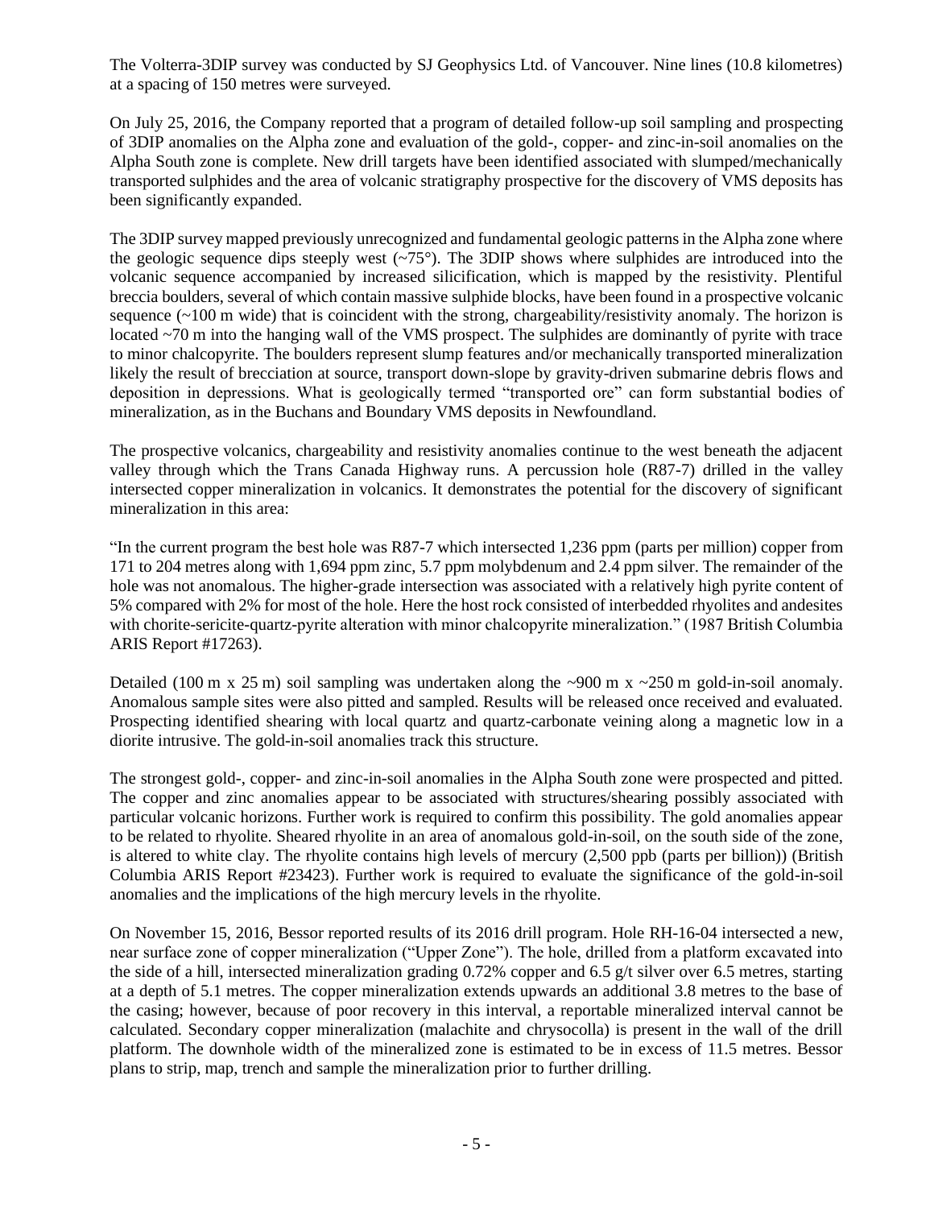The Volterra-3DIP survey was conducted by SJ Geophysics Ltd. of Vancouver. Nine lines (10.8 kilometres) at a spacing of 150 metres were surveyed.

On July 25, 2016, the Company reported that a program of detailed follow-up soil sampling and prospecting of 3DIP anomalies on the Alpha zone and evaluation of the gold-, copper- and zinc-in-soil anomalies on the Alpha South zone is complete. New drill targets have been identified associated with slumped/mechanically transported sulphides and the area of volcanic stratigraphy prospective for the discovery of VMS deposits has been significantly expanded.

The 3DIP survey mapped previously unrecognized and fundamental geologic patterns in the Alpha zone where the geologic sequence dips steeply west (~75°). The 3DIP shows where sulphides are introduced into the volcanic sequence accompanied by increased silicification, which is mapped by the resistivity. Plentiful breccia boulders, several of which contain massive sulphide blocks, have been found in a prospective volcanic sequence (~100 m wide) that is coincident with the strong, chargeability/resistivity anomaly. The horizon is located ~70 m into the hanging wall of the VMS prospect. The sulphides are dominantly of pyrite with trace to minor chalcopyrite. The boulders represent slump features and/or mechanically transported mineralization likely the result of brecciation at source, transport down-slope by gravity-driven submarine debris flows and deposition in depressions. What is geologically termed "transported ore" can form substantial bodies of mineralization, as in the Buchans and Boundary VMS deposits in Newfoundland.

The prospective volcanics, chargeability and resistivity anomalies continue to the west beneath the adjacent valley through which the Trans Canada Highway runs. A percussion hole (R87-7) drilled in the valley intersected copper mineralization in volcanics. It demonstrates the potential for the discovery of significant mineralization in this area:

"In the current program the best hole was R87-7 which intersected 1,236 ppm (parts per million) copper from 171 to 204 metres along with 1,694 ppm zinc, 5.7 ppm molybdenum and 2.4 ppm silver. The remainder of the hole was not anomalous. The higher-grade intersection was associated with a relatively high pyrite content of 5% compared with 2% for most of the hole. Here the host rock consisted of interbedded rhyolites and andesites with chorite-sericite-quartz-pyrite alteration with minor chalcopyrite mineralization." (1987 British Columbia ARIS Report #17263).

Detailed (100 m x 25 m) soil sampling was undertaken along the ~900 m x ~250 m gold-in-soil anomaly. Anomalous sample sites were also pitted and sampled. Results will be released once received and evaluated. Prospecting identified shearing with local quartz and quartz-carbonate veining along a magnetic low in a diorite intrusive. The gold-in-soil anomalies track this structure.

The strongest gold-, copper- and zinc-in-soil anomalies in the Alpha South zone were prospected and pitted. The copper and zinc anomalies appear to be associated with structures/shearing possibly associated with particular volcanic horizons. Further work is required to confirm this possibility. The gold anomalies appear to be related to rhyolite. Sheared rhyolite in an area of anomalous gold-in-soil, on the south side of the zone, is altered to white clay. The rhyolite contains high levels of mercury (2,500 ppb (parts per billion)) (British Columbia ARIS Report #23423). Further work is required to evaluate the significance of the gold-in-soil anomalies and the implications of the high mercury levels in the rhyolite.

On November 15, 2016, Bessor reported results of its 2016 drill program. Hole RH-16-04 intersected a new, near surface zone of copper mineralization ("Upper Zone"). The hole, drilled from a platform excavated into the side of a hill, intersected mineralization grading 0.72% copper and 6.5 g/t silver over 6.5 metres, starting at a depth of 5.1 metres. The copper mineralization extends upwards an additional 3.8 metres to the base of the casing; however, because of poor recovery in this interval, a reportable mineralized interval cannot be calculated. Secondary copper mineralization (malachite and chrysocolla) is present in the wall of the drill platform. The downhole width of the mineralized zone is estimated to be in excess of 11.5 metres. Bessor plans to strip, map, trench and sample the mineralization prior to further drilling.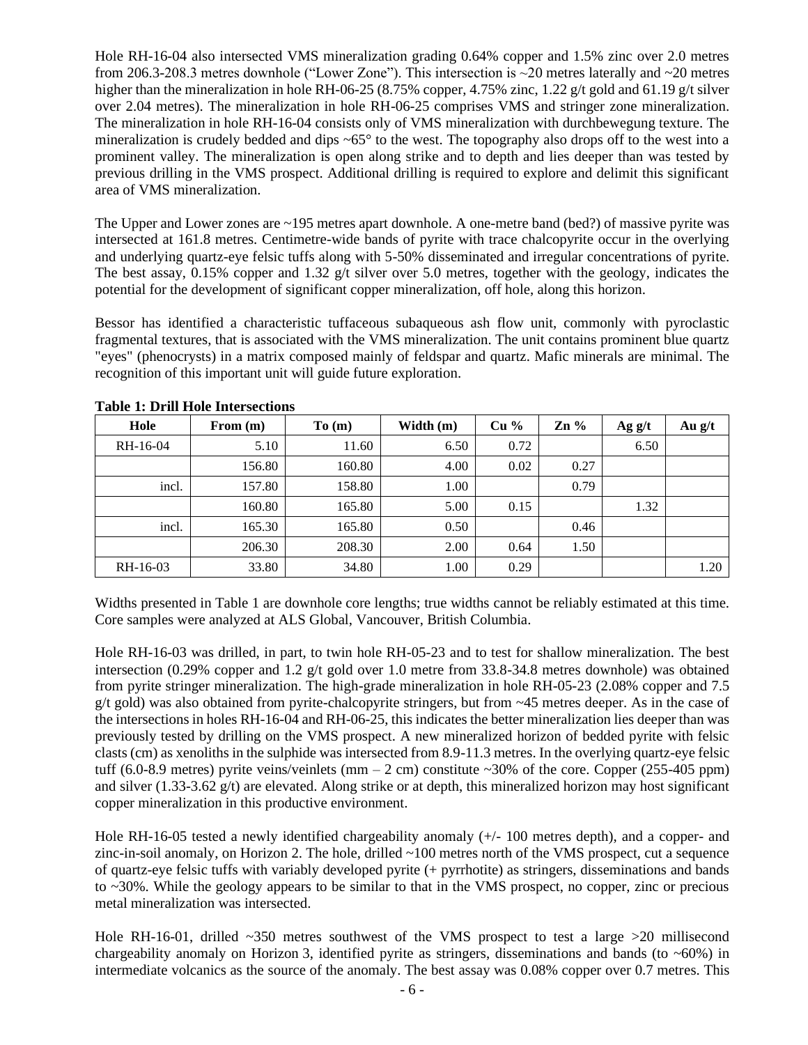Hole RH-16-04 also intersected VMS mineralization grading 0.64% copper and 1.5% zinc over 2.0 metres from 206.3-208.3 metres downhole ("Lower Zone"). This intersection is ~20 metres laterally and ~20 metres higher than the mineralization in hole RH-06-25 (8.75% copper, 4.75% zinc, 1.22 g/t gold and 61.19 g/t silver over 2.04 metres). The mineralization in hole RH-06-25 comprises VMS and stringer zone mineralization. The mineralization in hole RH-16-04 consists only of VMS mineralization with durchbewegung texture. The mineralization is crudely bedded and dips ~65° to the west. The topography also drops off to the west into a prominent valley. The mineralization is open along strike and to depth and lies deeper than was tested by previous drilling in the VMS prospect. Additional drilling is required to explore and delimit this significant area of VMS mineralization.

The Upper and Lower zones are ~195 metres apart downhole. A one-metre band (bed?) of massive pyrite was intersected at 161.8 metres. Centimetre-wide bands of pyrite with trace chalcopyrite occur in the overlying and underlying quartz-eye felsic tuffs along with 5-50% disseminated and irregular concentrations of pyrite. The best assay, 0.15% copper and 1.32 g/t silver over 5.0 metres, together with the geology, indicates the potential for the development of significant copper mineralization, off hole, along this horizon.

Bessor has identified a characteristic tuffaceous subaqueous ash flow unit, commonly with pyroclastic fragmental textures, that is associated with the VMS mineralization. The unit contains prominent blue quartz "eyes" (phenocrysts) in a matrix composed mainly of feldspar and quartz. Mafic minerals are minimal. The recognition of this important unit will guide future exploration.

**Table 1: Drill Hole Intersections**

| Hole | From (m) | To (m) | Width (m) | Cu % | Zn % | Ag g/t | Au g/t |
|---|---|---|---|---|---|---|---|
| RH-16-04 | 5.10 | 11.60 | 6.50 | 0.72 | | 6.50 | |
| | 156.80 | 160.80 | 4.00 | 0.02 | 0.27 | | |
| incl. | 157.80 | 158.80 | 1.00 | | 0.79 | | |
| | 160.80 | 165.80 | 5.00 | 0.15 | | 1.32 | |
| incl. | 165.30 | 165.80 | 0.50 | | 0.46 | | |
| | 206.30 | 208.30 | 2.00 | 0.64 | 1.50 | | |
| RH-16-03 | 33.80 | 34.80 | 1.00 | 0.29 | | | 1.20 |

Widths presented in Table 1 are downhole core lengths; true widths cannot be reliably estimated at this time. Core samples were analyzed at ALS Global, Vancouver, British Columbia.

Hole RH-16-03 was drilled, in part, to twin hole RH-05-23 and to test for shallow mineralization. The best intersection (0.29% copper and 1.2 g/t gold over 1.0 metre from 33.8-34.8 metres downhole) was obtained from pyrite stringer mineralization. The high-grade mineralization in hole RH-05-23 (2.08% copper and 7.5 g/t gold) was also obtained from pyrite-chalcopyrite stringers, but from ~45 metres deeper. As in the case of the intersections in holes RH-16-04 and RH-06-25, this indicates the better mineralization lies deeper than was previously tested by drilling on the VMS prospect. A new mineralized horizon of bedded pyrite with felsic clasts (cm) as xenoliths in the sulphide was intersected from 8.9-11.3 metres. In the overlying quartz-eye felsic tuff (6.0-8.9 metres) pyrite veins/veinlets (mm – 2 cm) constitute ~30% of the core. Copper (255-405 ppm) and silver (1.33-3.62 g/t) are elevated. Along strike or at depth, this mineralized horizon may host significant copper mineralization in this productive environment.

Hole RH-16-05 tested a newly identified chargeability anomaly (+/- 100 metres depth), and a copper- and zinc-in-soil anomaly, on Horizon 2. The hole, drilled ~100 metres north of the VMS prospect, cut a sequence of quartz-eye felsic tuffs with variably developed pyrite (+ pyrrhotite) as stringers, disseminations and bands to ~30%. While the geology appears to be similar to that in the VMS prospect, no copper, zinc or precious metal mineralization was intersected.

Hole RH-16-01, drilled ~350 metres southwest of the VMS prospect to test a large >20 millisecond chargeability anomaly on Horizon 3, identified pyrite as stringers, disseminations and bands (to ~60%) in intermediate volcanics as the source of the anomaly. The best assay was 0.08% copper over 0.7 metres. This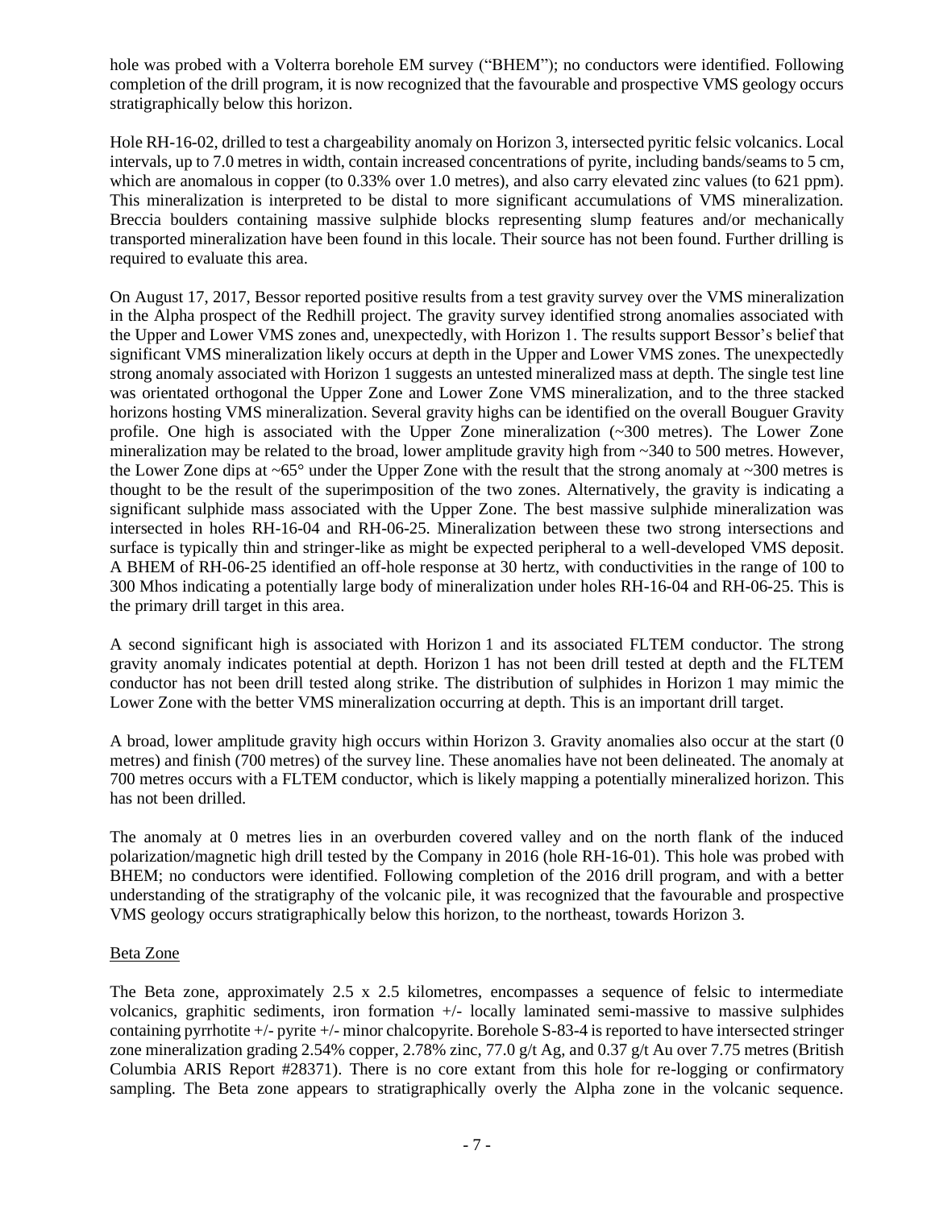hole was probed with a Volterra borehole EM survey ("BHEM"); no conductors were identified. Following completion of the drill program, it is now recognized that the favourable and prospective VMS geology occurs stratigraphically below this horizon.

Hole RH-16-02, drilled to test a chargeability anomaly on Horizon 3, intersected pyritic felsic volcanics. Local intervals, up to 7.0 metres in width, contain increased concentrations of pyrite, including bands/seams to 5 cm, which are anomalous in copper (to 0.33% over 1.0 metres), and also carry elevated zinc values (to 621 ppm). This mineralization is interpreted to be distal to more significant accumulations of VMS mineralization. Breccia boulders containing massive sulphide blocks representing slump features and/or mechanically transported mineralization have been found in this locale. Their source has not been found. Further drilling is required to evaluate this area.

On August 17, 2017, Bessor reported positive results from a test gravity survey over the VMS mineralization in the Alpha prospect of the Redhill project. The gravity survey identified strong anomalies associated with the Upper and Lower VMS zones and, unexpectedly, with Horizon 1. The results support Bessor's belief that significant VMS mineralization likely occurs at depth in the Upper and Lower VMS zones. The unexpectedly strong anomaly associated with Horizon 1 suggests an untested mineralized mass at depth. The single test line was orientated orthogonal the Upper Zone and Lower Zone VMS mineralization, and to the three stacked horizons hosting VMS mineralization. Several gravity highs can be identified on the overall Bouguer Gravity profile. One high is associated with the Upper Zone mineralization (~300 metres). The Lower Zone mineralization may be related to the broad, lower amplitude gravity high from ~340 to 500 metres. However, the Lower Zone dips at ~65° under the Upper Zone with the result that the strong anomaly at ~300 metres is thought to be the result of the superimposition of the two zones. Alternatively, the gravity is indicating a significant sulphide mass associated with the Upper Zone. The best massive sulphide mineralization was intersected in holes RH-16-04 and RH-06-25. Mineralization between these two strong intersections and surface is typically thin and stringer-like as might be expected peripheral to a well-developed VMS deposit. A BHEM of RH-06-25 identified an off-hole response at 30 hertz, with conductivities in the range of 100 to 300 Mhos indicating a potentially large body of mineralization under holes RH-16-04 and RH-06-25. This is the primary drill target in this area.

A second significant high is associated with Horizon 1 and its associated FLTEM conductor. The strong gravity anomaly indicates potential at depth. Horizon 1 has not been drill tested at depth and the FLTEM conductor has not been drill tested along strike. The distribution of sulphides in Horizon 1 may mimic the Lower Zone with the better VMS mineralization occurring at depth. This is an important drill target.

A broad, lower amplitude gravity high occurs within Horizon 3. Gravity anomalies also occur at the start (0 metres) and finish (700 metres) of the survey line. These anomalies have not been delineated. The anomaly at 700 metres occurs with a FLTEM conductor, which is likely mapping a potentially mineralized horizon. This has not been drilled.

The anomaly at 0 metres lies in an overburden covered valley and on the north flank of the induced polarization/magnetic high drill tested by the Company in 2016 (hole RH-16-01). This hole was probed with BHEM; no conductors were identified. Following completion of the 2016 drill program, and with a better understanding of the stratigraphy of the volcanic pile, it was recognized that the favourable and prospective VMS geology occurs stratigraphically below this horizon, to the northeast, towards Horizon 3.

#### Beta Zone

The Beta zone, approximately 2.5 x 2.5 kilometres, encompasses a sequence of felsic to intermediate volcanics, graphitic sediments, iron formation +/- locally laminated semi-massive to massive sulphides containing pyrrhotite +/- pyrite +/- minor chalcopyrite. Borehole S-83-4 is reported to have intersected stringer zone mineralization grading 2.54% copper, 2.78% zinc, 77.0 g/t Ag, and 0.37 g/t Au over 7.75 metres (British Columbia ARIS Report #28371). There is no core extant from this hole for re-logging or confirmatory sampling. The Beta zone appears to stratigraphically overly the Alpha zone in the volcanic sequence.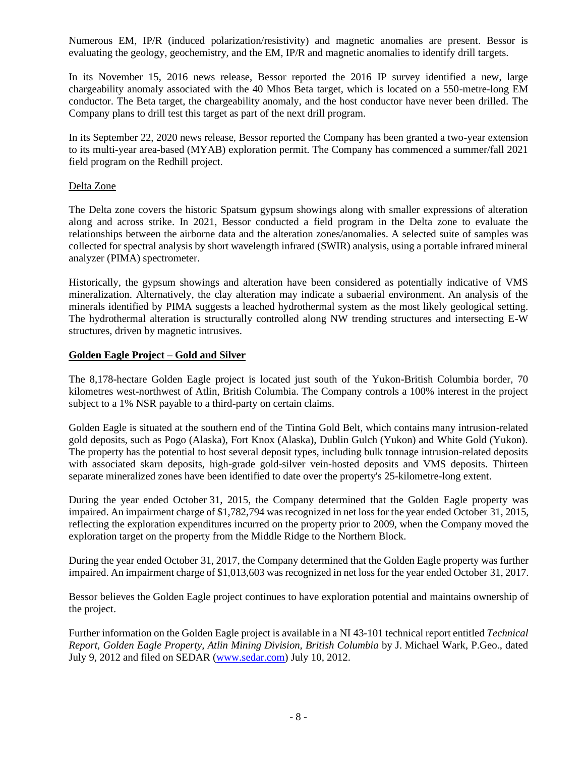Numerous EM, IP/R (induced polarization/resistivity) and magnetic anomalies are present. Bessor is evaluating the geology, geochemistry, and the EM, IP/R and magnetic anomalies to identify drill targets.

In its November 15, 2016 news release, Bessor reported the 2016 IP survey identified a new, large chargeability anomaly associated with the 40 Mhos Beta target, which is located on a 550-metre-long EM conductor. The Beta target, the chargeability anomaly, and the host conductor have never been drilled. The Company plans to drill test this target as part of the next drill program.

In its September 22, 2020 news release, Bessor reported the Company has been granted a two-year extension to its multi-year area-based (MYAB) exploration permit. The Company has commenced a summer/fall 2021 field program on the Redhill project.

Delta Zone

The Delta zone covers the historic Spatsum gypsum showings along with smaller expressions of alteration along and across strike. In 2021, Bessor conducted a field program in the Delta zone to evaluate the relationships between the airborne data and the alteration zones/anomalies. A selected suite of samples was collected for spectral analysis by short wavelength infrared (SWIR) analysis, using a portable infrared mineral analyzer (PIMA) spectrometer.

Historically, the gypsum showings and alteration have been considered as potentially indicative of VMS mineralization. Alternatively, the clay alteration may indicate a subaerial environment. An analysis of the minerals identified by PIMA suggests a leached hydrothermal system as the most likely geological setting. The hydrothermal alteration is structurally controlled along NW trending structures and intersecting E-W structures, driven by magnetic intrusives.

## Golden Eagle Project – Gold and Silver

The 8,178-hectare Golden Eagle project is located just south of the Yukon-British Columbia border, 70 kilometres west-northwest of Atlin, British Columbia. The Company controls a 100% interest in the project subject to a 1% NSR payable to a third-party on certain claims.

Golden Eagle is situated at the southern end of the Tintina Gold Belt, which contains many intrusion-related gold deposits, such as Pogo (Alaska), Fort Knox (Alaska), Dublin Gulch (Yukon) and White Gold (Yukon). The property has the potential to host several deposit types, including bulk tonnage intrusion-related deposits with associated skarn deposits, high-grade gold-silver vein-hosted deposits and VMS deposits. Thirteen separate mineralized zones have been identified to date over the property's 25-kilometre-long extent.

During the year ended October 31, 2015, the Company determined that the Golden Eagle property was impaired. An impairment charge of $1,782,794 was recognized in net loss for the year ended October 31, 2015, reflecting the exploration expenditures incurred on the property prior to 2009, when the Company moved the exploration target on the property from the Middle Ridge to the Northern Block.

During the year ended October 31, 2017, the Company determined that the Golden Eagle property was further impaired. An impairment charge of $1,013,603 was recognized in net loss for the year ended October 31, 2017.

Bessor believes the Golden Eagle project continues to have exploration potential and maintains ownership of the project.

Further information on the Golden Eagle project is available in a NI 43-101 technical report entitled *Technical Report, Golden Eagle Property, Atlin Mining Division, British Columbia* by J. Michael Wark, P.Geo., dated July 9, 2012 and filed on SEDAR (www.sedar.com) July 10, 2012.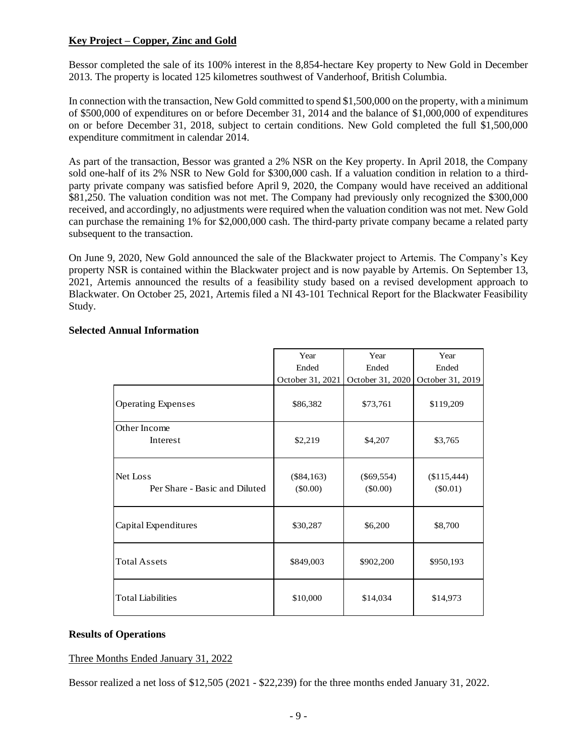## Key Project – Copper, Zinc and Gold

Bessor completed the sale of its 100% interest in the 8,854-hectare Key property to New Gold in December 2013. The property is located 125 kilometres southwest of Vanderhoof, British Columbia.

In connection with the transaction, New Gold committed to spend $1,500,000 on the property, with a minimum of $500,000 of expenditures on or before December 31, 2014 and the balance of $1,000,000 of expenditures on or before December 31, 2018, subject to certain conditions. New Gold completed the full $1,500,000 expenditure commitment in calendar 2014.

As part of the transaction, Bessor was granted a 2% NSR on the Key property. In April 2018, the Company sold one-half of its 2% NSR to New Gold for $300,000 cash. If a valuation condition in relation to a third-party private company was satisfied before April 9, 2020, the Company would have received an additional $81,250. The valuation condition was not met. The Company had previously only recognized the $300,000 received, and accordingly, no adjustments were required when the valuation condition was not met. New Gold can purchase the remaining 1% for $2,000,000 cash. The third-party private company became a related party subsequent to the transaction.

On June 9, 2020, New Gold announced the sale of the Blackwater project to Artemis. The Company's Key property NSR is contained within the Blackwater project and is now payable by Artemis. On September 13, 2021, Artemis announced the results of a feasibility study based on a revised development approach to Blackwater. On October 25, 2021, Artemis filed a NI 43-101 Technical Report for the Blackwater Feasibility Study.

### Selected Annual Information

| | Year Ended October 31, 2021 | Year Ended October 31, 2020 | Year Ended October 31, 2019 |
|---|---|---|---|
| Operating Expenses | $86,382 | $73,761 | $119,209 |
| Other Income<br>Interest | $2,219 | $4,207 | $3,765 |
| Net Loss<br>Per Share - Basic and Diluted | ($84,163)<br>($0.00) | ($69,554)<br>($0.00) | ($115,444)<br>($0.01) |
| Capital Expenditures | $30,287 | $6,200 | $8,700 |
| Total Assets | $849,003 | $902,200 | $950,193 |
| Total Liabilities | $10,000 | $14,034 | $14,973 |

### Results of Operations

Three Months Ended January 31, 2022

Bessor realized a net loss of $12,505 (2021 - $22,239) for the three months ended January 31, 2022.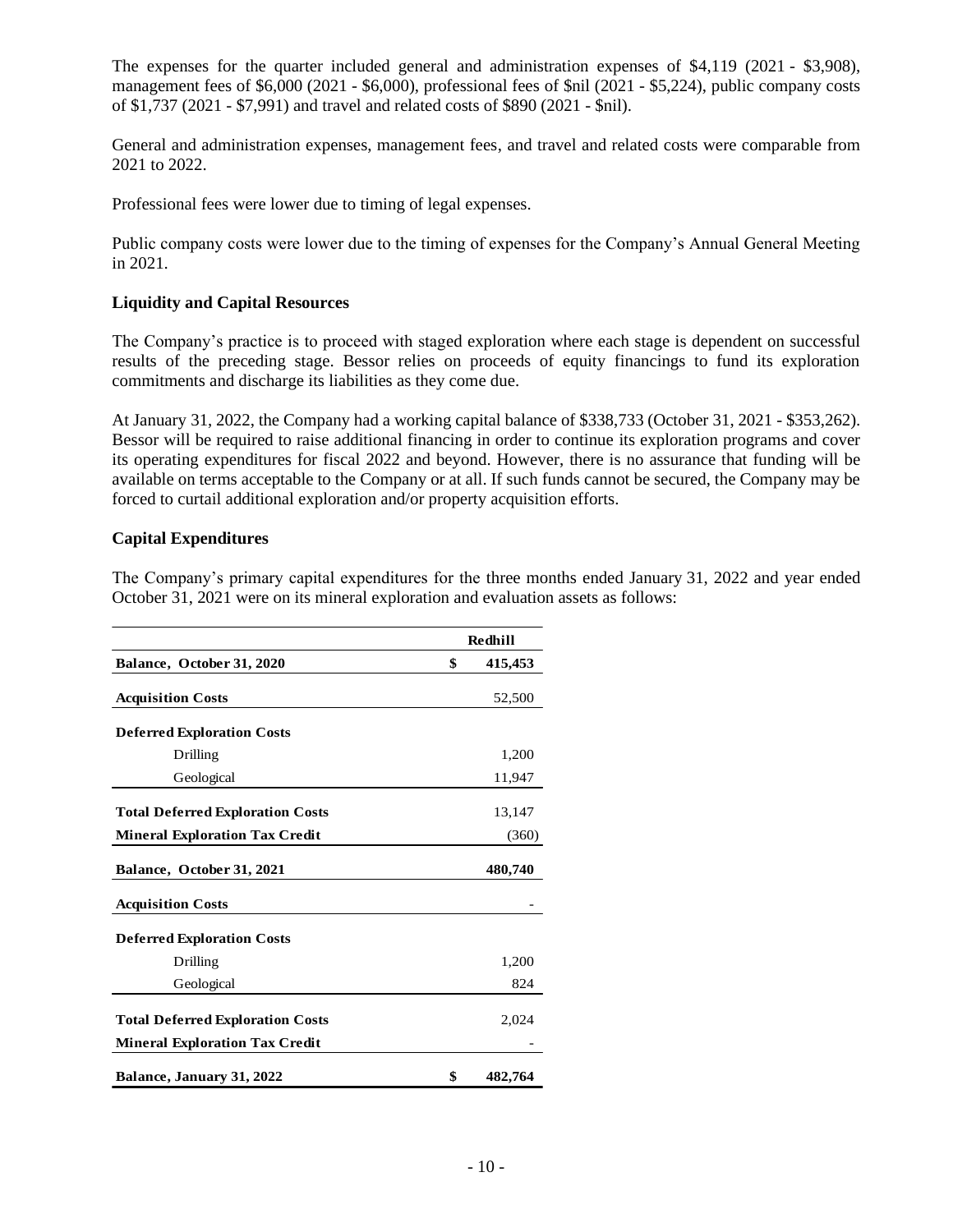The expenses for the quarter included general and administration expenses of $4,119 (2021 - $3,908), management fees of $6,000 (2021 - $6,000), professional fees of $nil (2021 - $5,224), public company costs of $1,737 (2021 - $7,991) and travel and related costs of $890 (2021 - $nil).

General and administration expenses, management fees, and travel and related costs were comparable from 2021 to 2022.

Professional fees were lower due to timing of legal expenses.

Public company costs were lower due to the timing of expenses for the Company's Annual General Meeting in 2021.

### Liquidity and Capital Resources

The Company's practice is to proceed with staged exploration where each stage is dependent on successful results of the preceding stage. Bessor relies on proceeds of equity financings to fund its exploration commitments and discharge its liabilities as they come due.

At January 31, 2022, the Company had a working capital balance of $338,733 (October 31, 2021 - $353,262). Bessor will be required to raise additional financing in order to continue its exploration programs and cover its operating expenditures for fiscal 2022 and beyond. However, there is no assurance that funding will be available on terms acceptable to the Company or at all. If such funds cannot be secured, the Company may be forced to curtail additional exploration and/or property acquisition efforts.

### Capital Expenditures

The Company's primary capital expenditures for the three months ended January 31, 2022 and year ended October 31, 2021 were on its mineral exploration and evaluation assets as follows:

| | Redhill |
|---|---|
| **Balance, October 31, 2020** | $ 415,453 |
| **Acquisition Costs** | 52,500 |
| **Deferred Exploration Costs** | |
| Drilling | 1,200 |
| Geological | 11,947 |
| **Total Deferred Exploration Costs** | 13,147 |
| **Mineral Exploration Tax Credit** | (360) |
| **Balance, October 31, 2021** | **480,740** |
| **Acquisition Costs** | - |
| **Deferred Exploration Costs** | |
| Drilling | 1,200 |
| Geological | 824 |
| **Total Deferred Exploration Costs** | 2,024 |
| **Mineral Exploration Tax Credit** | - |
| **Balance, January 31, 2022** | **$ 482,764** |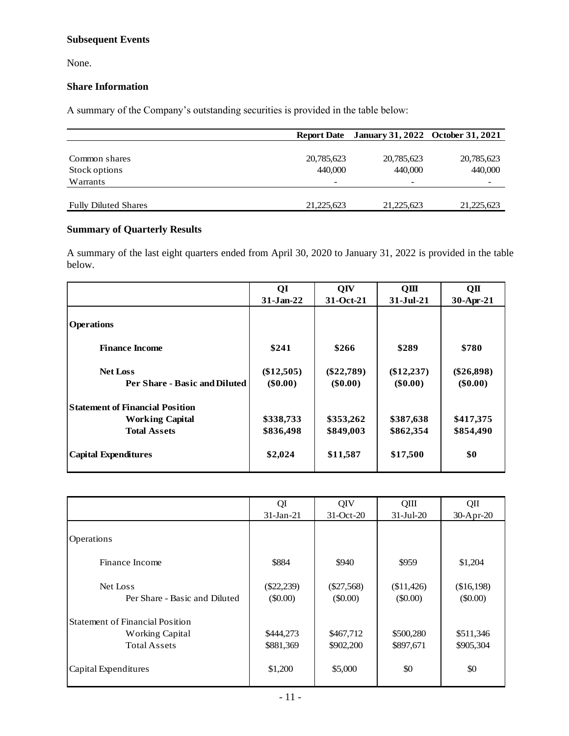### Subsequent Events

None.

### Share Information

A summary of the Company's outstanding securities is provided in the table below:

| | Report Date | January 31, 2022 | October 31, 2021 |
|---|---|---|---|
| Common shares | 20,785,623 | 20,785,623 | 20,785,623 |
| Stock options | 440,000 | 440,000 | 440,000 |
| Warrants | - | - | - |
| Fully Diluted Shares | 21,225,623 | 21,225,623 | 21,225,623 |

### Summary of Quarterly Results

A summary of the last eight quarters ended from April 30, 2020 to January 31, 2022 is provided in the table below.

| | **QI 31-Jan-22** | **QIV 31-Oct-21** | **QIII 31-Jul-21** | **QII 30-Apr-21** |
|---|---|---|---|---|
| **Operations** | | | | |
| **Finance Income** | **$241** | **$266** | **$289** | **$780** |
| **Net Loss** | **($12,505)** | **($22,789)** | **($12,237)** | **($26,898)** |
| **Per Share - Basic and Diluted** | **($0.00)** | **($0.00)** | **($0.00)** | **($0.00)** |
| **Statement of Financial Position** | | | | |
| **Working Capital** | **$338,733** | **$353,262** | **$387,638** | **$417,375** |
| **Total Assets** | **$836,498** | **$849,003** | **$862,354** | **$854,490** |
| **Capital Expenditures** | **$2,024** | **$11,587** | **$17,500** | **$0** |

| | QI 31-Jan-21 | QIV 31-Oct-20 | QIII 31-Jul-20 | QII 30-Apr-20 |
|---|---|---|---|---|
| Operations | | | | |
| Finance Income | $884 | $940 | $959 | $1,204 |
| Net Loss | ($22,239) | ($27,568) | ($11,426) | ($16,198) |
| Per Share - Basic and Diluted | ($0.00) | ($0.00) | ($0.00) | ($0.00) |
| Statement of Financial Position | | | | |
| Working Capital | $444,273 | $467,712 | $500,280 | $511,346 |
| Total Assets | $881,369 | $902,200 | $897,671 | $905,304 |
| Capital Expenditures | $1,200 | $5,000 | $0 | $0 |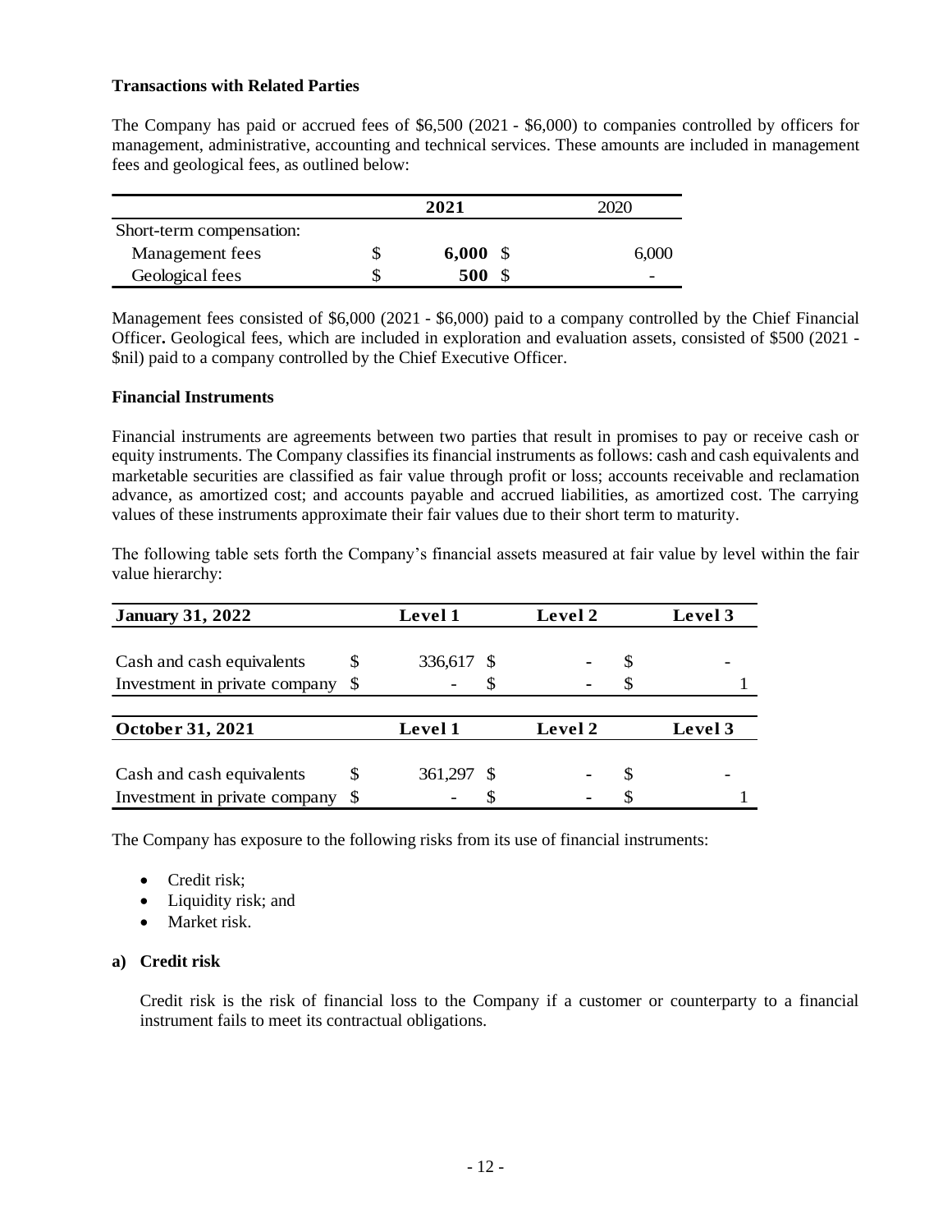**Transactions with Related Parties**

The Company has paid or accrued fees of $6,500 (2021 - $6,000) to companies controlled by officers for management, administrative, accounting and technical services. These amounts are included in management fees and geological fees, as outlined below:

| | **2021** | 2020 |
|---|---|---|
| Short-term compensation: | | |
| Management fees | $ **6,000** | $ 6,000 |
| Geological fees | $ **500** | $ - |

Management fees consisted of $6,000 (2021 - $6,000) paid to a company controlled by the Chief Financial Officer**.** Geological fees, which are included in exploration and evaluation assets, consisted of $500 (2021 - $nil) paid to a company controlled by the Chief Executive Officer.

**Financial Instruments**

Financial instruments are agreements between two parties that result in promises to pay or receive cash or equity instruments. The Company classifies its financial instruments as follows: cash and cash equivalents and marketable securities are classified as fair value through profit or loss; accounts receivable and reclamation advance, as amortized cost; and accounts payable and accrued liabilities, as amortized cost. The carrying values of these instruments approximate their fair values due to their short term to maturity.

The following table sets forth the Company's financial assets measured at fair value by level within the fair value hierarchy:

| **January 31, 2022** | **Level 1** | **Level 2** | **Level 3** |
|---|---|---|---|
| Cash and cash equivalents | $ 336,617 | $ - | $ - |
| Investment in private company | $ - | $ - | $ 1 |

| **October 31, 2021** | **Level 1** | **Level 2** | **Level 3** |
|---|---|---|---|
| Cash and cash equivalents | $ 361,297 | $ - | $ - |
| Investment in private company | $ - | $ - | $ 1 |

The Company has exposure to the following risks from its use of financial instruments:

- Credit risk;
- Liquidity risk; and
- Market risk.

**a) Credit risk**

Credit risk is the risk of financial loss to the Company if a customer or counterparty to a financial instrument fails to meet its contractual obligations.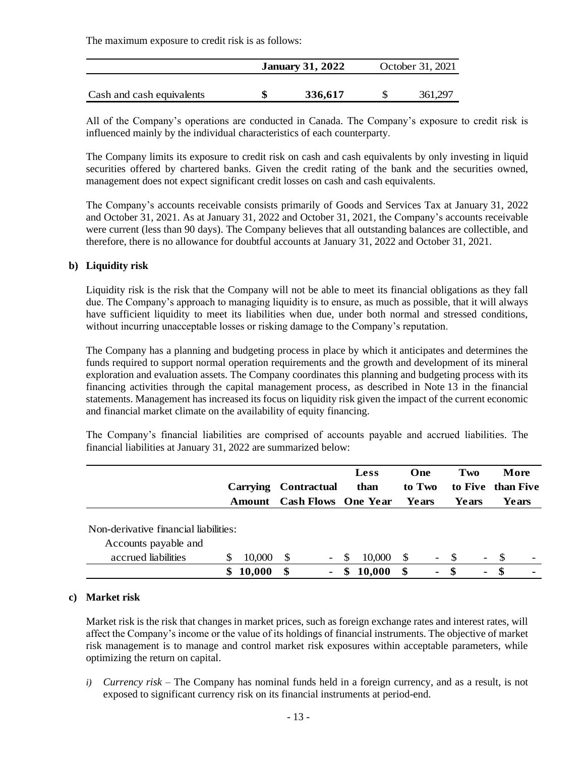The maximum exposure to credit risk is as follows:

| | January 31, 2022 | October 31, 2021 |
|---|---|---|
| Cash and cash equivalents | $ 336,617 | $ 361,297 |

All of the Company's operations are conducted in Canada. The Company's exposure to credit risk is influenced mainly by the individual characteristics of each counterparty.

The Company limits its exposure to credit risk on cash and cash equivalents by only investing in liquid securities offered by chartered banks. Given the credit rating of the bank and the securities owned, management does not expect significant credit losses on cash and cash equivalents.

The Company's accounts receivable consists primarily of Goods and Services Tax at January 31, 2022 and October 31, 2021. As at January 31, 2022 and October 31, 2021, the Company's accounts receivable were current (less than 90 days). The Company believes that all outstanding balances are collectible, and therefore, there is no allowance for doubtful accounts at January 31, 2022 and October 31, 2021.

**b) Liquidity risk**

Liquidity risk is the risk that the Company will not be able to meet its financial obligations as they fall due. The Company's approach to managing liquidity is to ensure, as much as possible, that it will always have sufficient liquidity to meet its liabilities when due, under both normal and stressed conditions, without incurring unacceptable losses or risking damage to the Company's reputation.

The Company has a planning and budgeting process in place by which it anticipates and determines the funds required to support normal operation requirements and the growth and development of its mineral exploration and evaluation assets. The Company coordinates this planning and budgeting process with its financing activities through the capital management process, as described in Note 13 in the financial statements. Management has increased its focus on liquidity risk given the impact of the current economic and financial market climate on the availability of equity financing.

The Company's financial liabilities are comprised of accounts payable and accrued liabilities. The financial liabilities at January 31, 2022 are summarized below:

| | Carrying Amount | Contractual Cash Flows | Less than One Year | One to Two Years | Two to Five Years | More than Five Years |
|---|---|---|---|---|---|---|
| Non-derivative financial liabilities: | | | | | | |
| Accounts payable and accrued liabilities | $ 10,000 | $ - | $ 10,000 | $ - | $ - | $ - |
| | **$ 10,000** | **$ -** | **$ 10,000** | **$ -** | **$ -** | **$ -** |

**c) Market risk**

Market risk is the risk that changes in market prices, such as foreign exchange rates and interest rates, will affect the Company's income or the value of its holdings of financial instruments. The objective of market risk management is to manage and control market risk exposures within acceptable parameters, while optimizing the return on capital.

*i) Currency risk* – The Company has nominal funds held in a foreign currency, and as a result, is not exposed to significant currency risk on its financial instruments at period-end.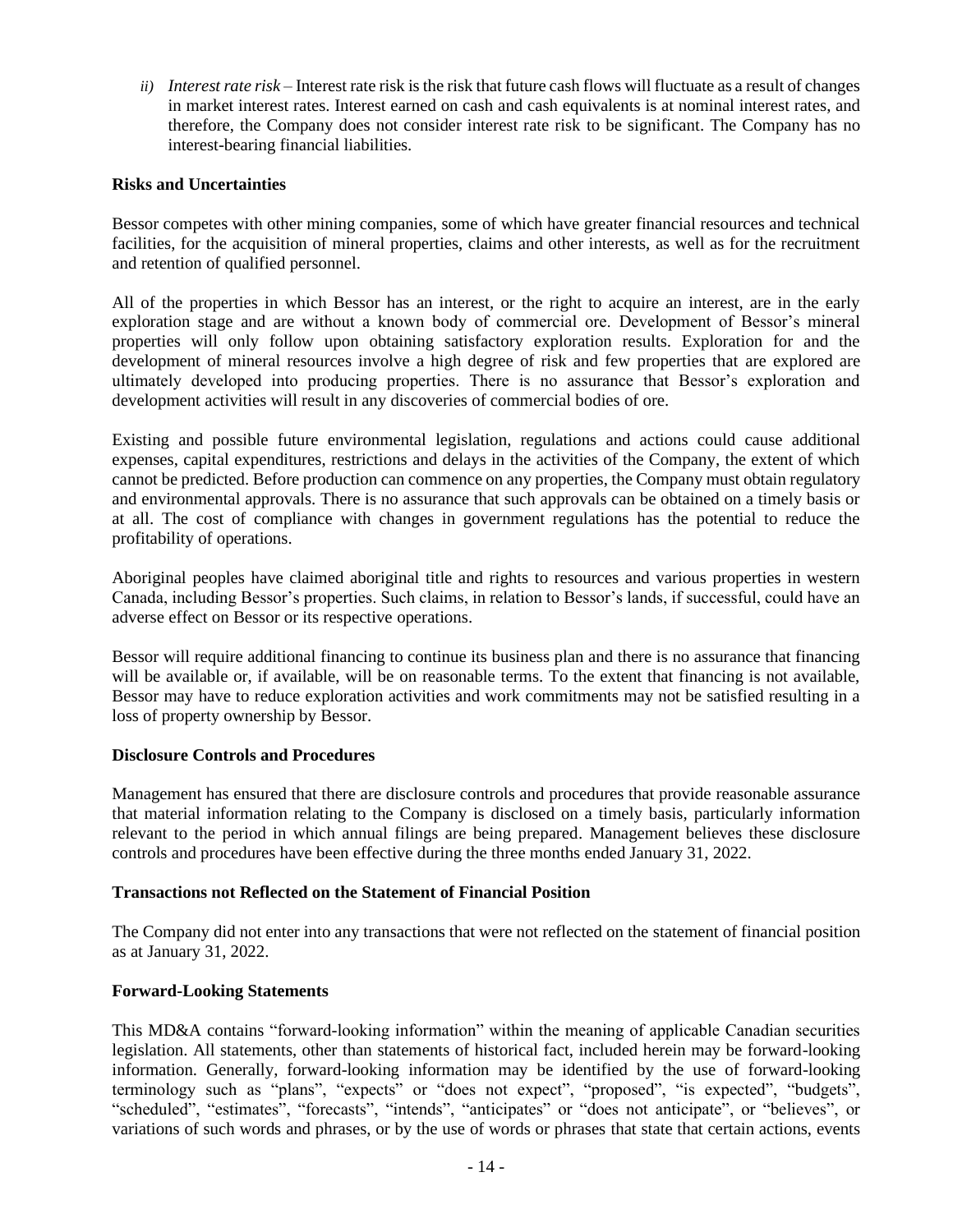*ii) Interest rate risk* – Interest rate risk is the risk that future cash flows will fluctuate as a result of changes in market interest rates. Interest earned on cash and cash equivalents is at nominal interest rates, and therefore, the Company does not consider interest rate risk to be significant. The Company has no interest-bearing financial liabilities.

**Risks and Uncertainties**

Bessor competes with other mining companies, some of which have greater financial resources and technical facilities, for the acquisition of mineral properties, claims and other interests, as well as for the recruitment and retention of qualified personnel.

All of the properties in which Bessor has an interest, or the right to acquire an interest, are in the early exploration stage and are without a known body of commercial ore. Development of Bessor's mineral properties will only follow upon obtaining satisfactory exploration results. Exploration for and the development of mineral resources involve a high degree of risk and few properties that are explored are ultimately developed into producing properties. There is no assurance that Bessor's exploration and development activities will result in any discoveries of commercial bodies of ore.

Existing and possible future environmental legislation, regulations and actions could cause additional expenses, capital expenditures, restrictions and delays in the activities of the Company, the extent of which cannot be predicted. Before production can commence on any properties, the Company must obtain regulatory and environmental approvals. There is no assurance that such approvals can be obtained on a timely basis or at all. The cost of compliance with changes in government regulations has the potential to reduce the profitability of operations.

Aboriginal peoples have claimed aboriginal title and rights to resources and various properties in western Canada, including Bessor's properties. Such claims, in relation to Bessor's lands, if successful, could have an adverse effect on Bessor or its respective operations.

Bessor will require additional financing to continue its business plan and there is no assurance that financing will be available or, if available, will be on reasonable terms. To the extent that financing is not available, Bessor may have to reduce exploration activities and work commitments may not be satisfied resulting in a loss of property ownership by Bessor.

**Disclosure Controls and Procedures**

Management has ensured that there are disclosure controls and procedures that provide reasonable assurance that material information relating to the Company is disclosed on a timely basis, particularly information relevant to the period in which annual filings are being prepared. Management believes these disclosure controls and procedures have been effective during the three months ended January 31, 2022.

**Transactions not Reflected on the Statement of Financial Position**

The Company did not enter into any transactions that were not reflected on the statement of financial position as at January 31, 2022.

**Forward-Looking Statements**

This MD&A contains "forward-looking information" within the meaning of applicable Canadian securities legislation. All statements, other than statements of historical fact, included herein may be forward-looking information. Generally, forward-looking information may be identified by the use of forward-looking terminology such as "plans", "expects" or "does not expect", "proposed", "is expected", "budgets", "scheduled", "estimates", "forecasts", "intends", "anticipates" or "does not anticipate", or "believes", or variations of such words and phrases, or by the use of words or phrases that state that certain actions, events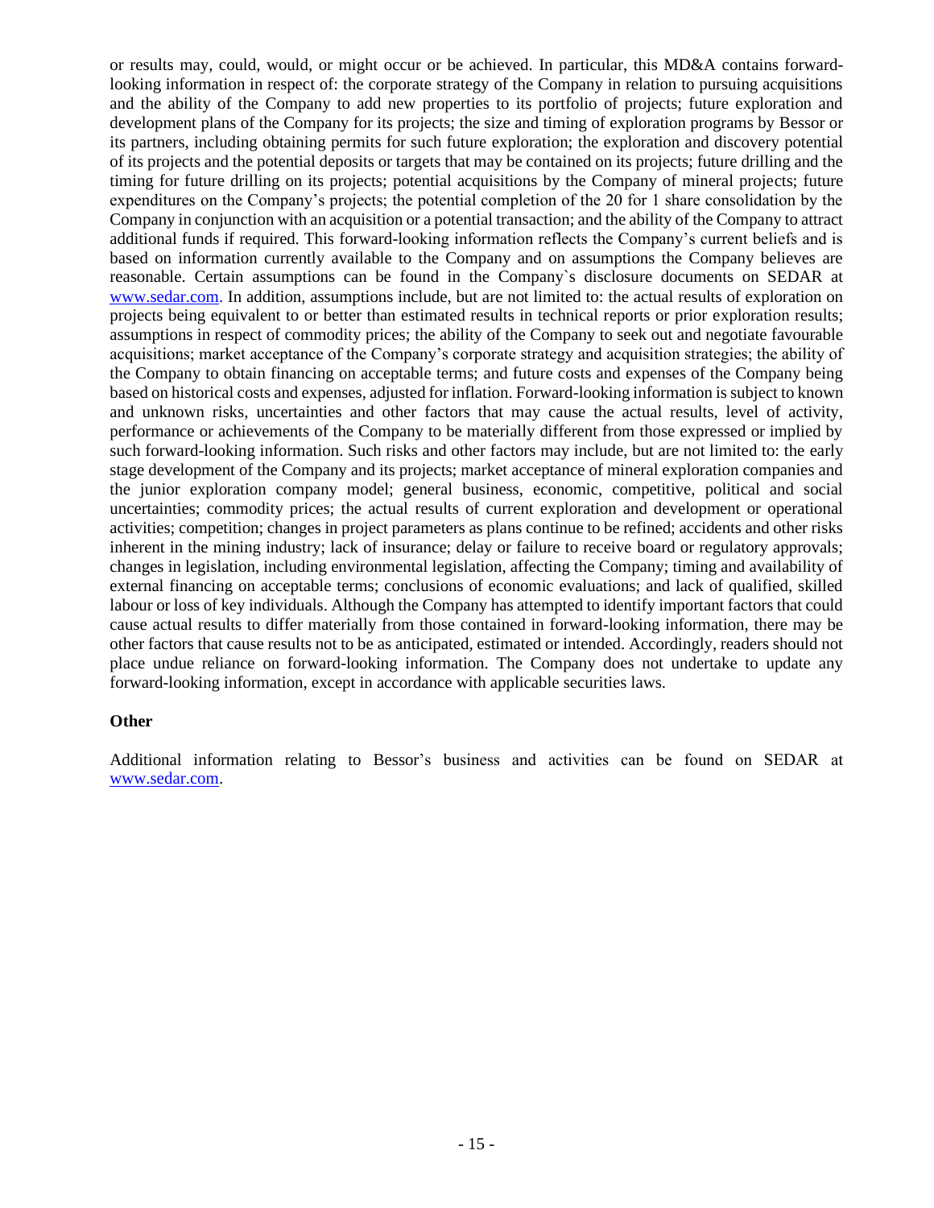or results may, could, would, or might occur or be achieved. In particular, this MD&A contains forward-looking information in respect of: the corporate strategy of the Company in relation to pursuing acquisitions and the ability of the Company to add new properties to its portfolio of projects; future exploration and development plans of the Company for its projects; the size and timing of exploration programs by Bessor or its partners, including obtaining permits for such future exploration; the exploration and discovery potential of its projects and the potential deposits or targets that may be contained on its projects; future drilling and the timing for future drilling on its projects; potential acquisitions by the Company of mineral projects; future expenditures on the Company's projects; the potential completion of the 20 for 1 share consolidation by the Company in conjunction with an acquisition or a potential transaction; and the ability of the Company to attract additional funds if required. This forward-looking information reflects the Company's current beliefs and is based on information currently available to the Company and on assumptions the Company believes are reasonable. Certain assumptions can be found in the Company`s disclosure documents on SEDAR at [www.sedar.com](http://www.sedar.com). In addition, assumptions include, but are not limited to: the actual results of exploration on projects being equivalent to or better than estimated results in technical reports or prior exploration results; assumptions in respect of commodity prices; the ability of the Company to seek out and negotiate favourable acquisitions; market acceptance of the Company's corporate strategy and acquisition strategies; the ability of the Company to obtain financing on acceptable terms; and future costs and expenses of the Company being based on historical costs and expenses, adjusted for inflation. Forward-looking information is subject to known and unknown risks, uncertainties and other factors that may cause the actual results, level of activity, performance or achievements of the Company to be materially different from those expressed or implied by such forward-looking information. Such risks and other factors may include, but are not limited to: the early stage development of the Company and its projects; market acceptance of mineral exploration companies and the junior exploration company model; general business, economic, competitive, political and social uncertainties; commodity prices; the actual results of current exploration and development or operational activities; competition; changes in project parameters as plans continue to be refined; accidents and other risks inherent in the mining industry; lack of insurance; delay or failure to receive board or regulatory approvals; changes in legislation, including environmental legislation, affecting the Company; timing and availability of external financing on acceptable terms; conclusions of economic evaluations; and lack of qualified, skilled labour or loss of key individuals. Although the Company has attempted to identify important factors that could cause actual results to differ materially from those contained in forward-looking information, there may be other factors that cause results not to be as anticipated, estimated or intended. Accordingly, readers should not place undue reliance on forward-looking information. The Company does not undertake to update any forward-looking information, except in accordance with applicable securities laws.

**Other**

Additional information relating to Bessor's business and activities can be found on SEDAR at [www.sedar.com](http://www.sedar.com).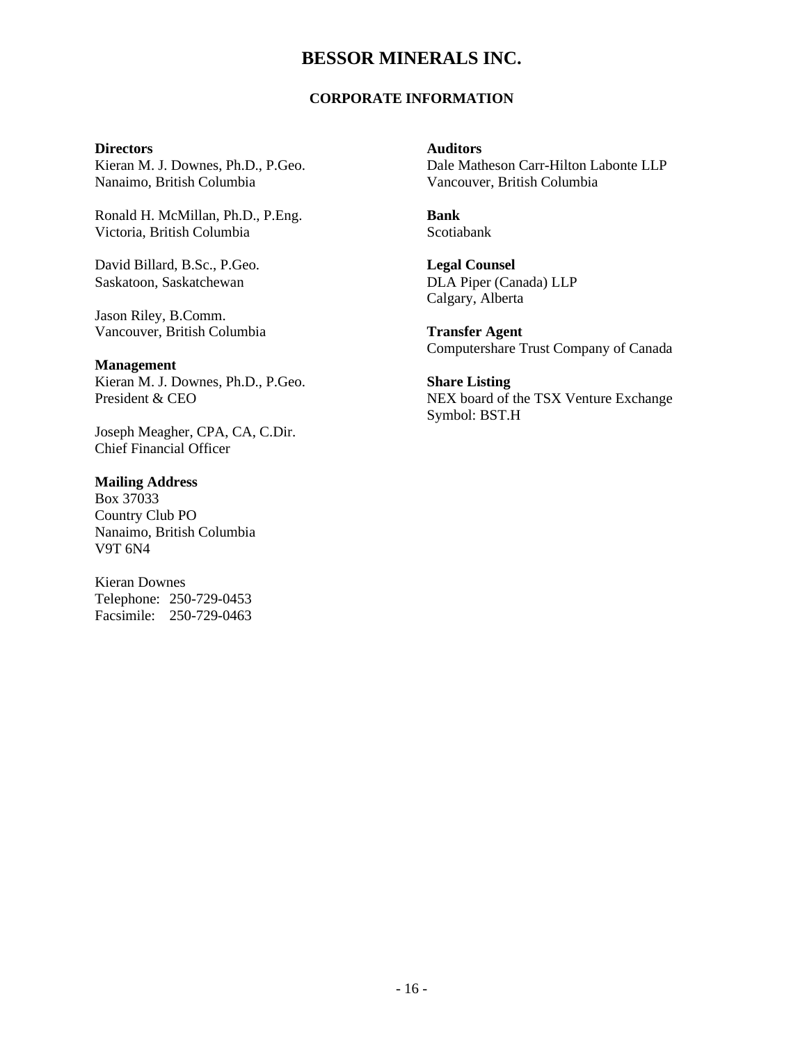# BESSOR MINERALS INC.

## CORPORATE INFORMATION

**Directors**
Kieran M. J. Downes, Ph.D., P.Geo.
Nanaimo, British Columbia

Ronald H. McMillan, Ph.D., P.Eng.
Victoria, British Columbia

David Billard, B.Sc., P.Geo.
Saskatoon, Saskatchewan

Jason Riley, B.Comm.
Vancouver, British Columbia

**Management**
Kieran M. J. Downes, Ph.D., P.Geo.
President & CEO

Joseph Meagher, CPA, CA, C.Dir.
Chief Financial Officer

**Mailing Address**
Box 37033
Country Club PO
Nanaimo, British Columbia
V9T 6N4

Kieran Downes
Telephone: 250-729-0453
Facsimile: 250-729-0463

**Auditors**
Dale Matheson Carr-Hilton Labonte LLP
Vancouver, British Columbia

**Bank**
Scotiabank

**Legal Counsel**
DLA Piper (Canada) LLP
Calgary, Alberta

**Transfer Agent**
Computershare Trust Company of Canada

**Share Listing**
NEX board of the TSX Venture Exchange
Symbol: BST.H